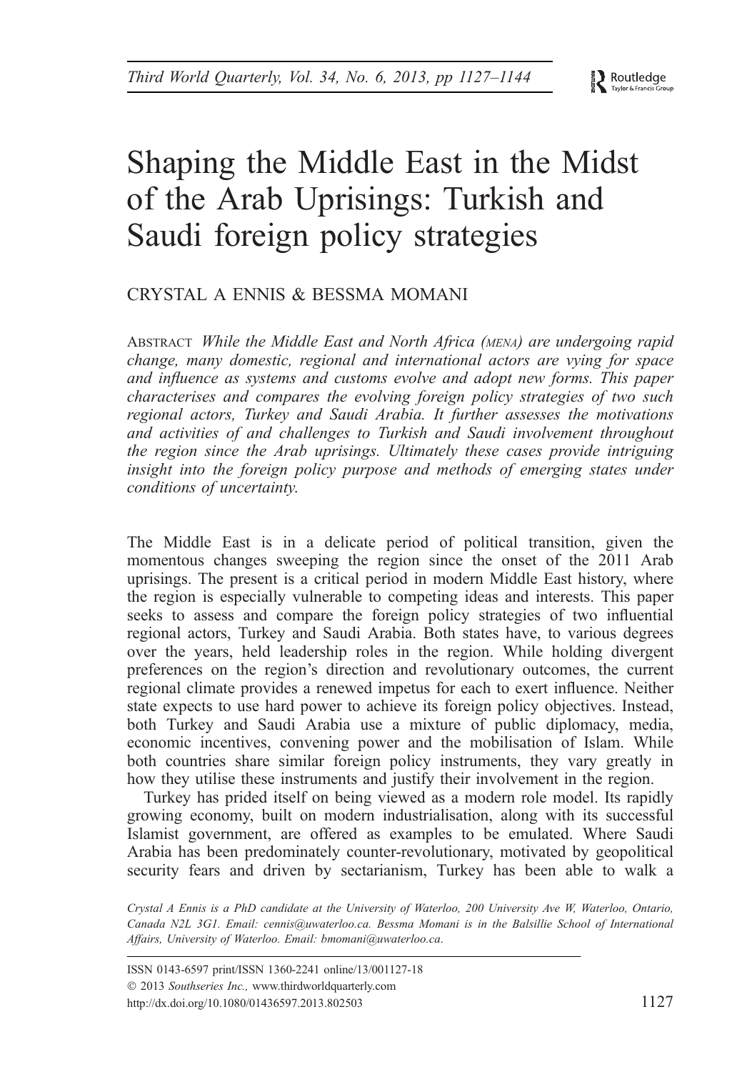# Shaping the Middle East in the Midst of the Arab Uprisings: Turkish and Saudi foreign policy strategies

CRYSTAL A ENNIS & BESSMA MOMANI

ABSTRACT *While the Middle East and North Africa (MENA) are undergoing rapid change, many domestic, regional and international actors are vying for space and influence as systems and customs evolve and adopt new forms. This paper characterises and compares the evolving foreign policy strategies of two such regional actors, Turkey and Saudi Arabia. It further assesses the motivations and activities of and challenges to Turkish and Saudi involvement throughout the region since the Arab uprisings. Ultimately these cases provide intriguing insight into the foreign policy purpose and methods of emerging states under conditions of uncertainty.*

The Middle East is in a delicate period of political transition, given the momentous changes sweeping the region since the onset of the 2011 Arab uprisings. The present is a critical period in modern Middle East history, where the region is especially vulnerable to competing ideas and interests. This paper seeks to assess and compare the foreign policy strategies of two influential regional actors, Turkey and Saudi Arabia. Both states have, to various degrees over the years, held leadership roles in the region. While holding divergent preferences on the region's direction and revolutionary outcomes, the current regional climate provides a renewed impetus for each to exert influence. Neither state expects to use hard power to achieve its foreign policy objectives. Instead, both Turkey and Saudi Arabia use a mixture of public diplomacy, media, economic incentives, convening power and the mobilisation of Islam. While both countries share similar foreign policy instruments, they vary greatly in how they utilise these instruments and justify their involvement in the region.

Turkey has prided itself on being viewed as a modern role model. Its rapidly growing economy, built on modern industrialisation, along with its successful Islamist government, are offered as examples to be emulated. Where Saudi Arabia has been predominately counter-revolutionary, motivated by geopolitical security fears and driven by sectarianism, Turkey has been able to walk a

*Crystal A Ennis is a PhD candidate at the University of Waterloo, 200 University Ave W, Waterloo, Ontario, Canada N2L 3G1. Email: cennis@uwaterloo.ca. Bessma Momani is in the Balsillie School of International Affairs, University of Waterloo. Email: bmomani@uwaterloo.ca.*

ISSN 0143-6597 print/ISSN 1360-2241 online/13/001127-18
© 2013 *Southseries Inc.*, www.thirdworldquarterly.com
http://dx.doi.org/10.1080/01436597.2013.802503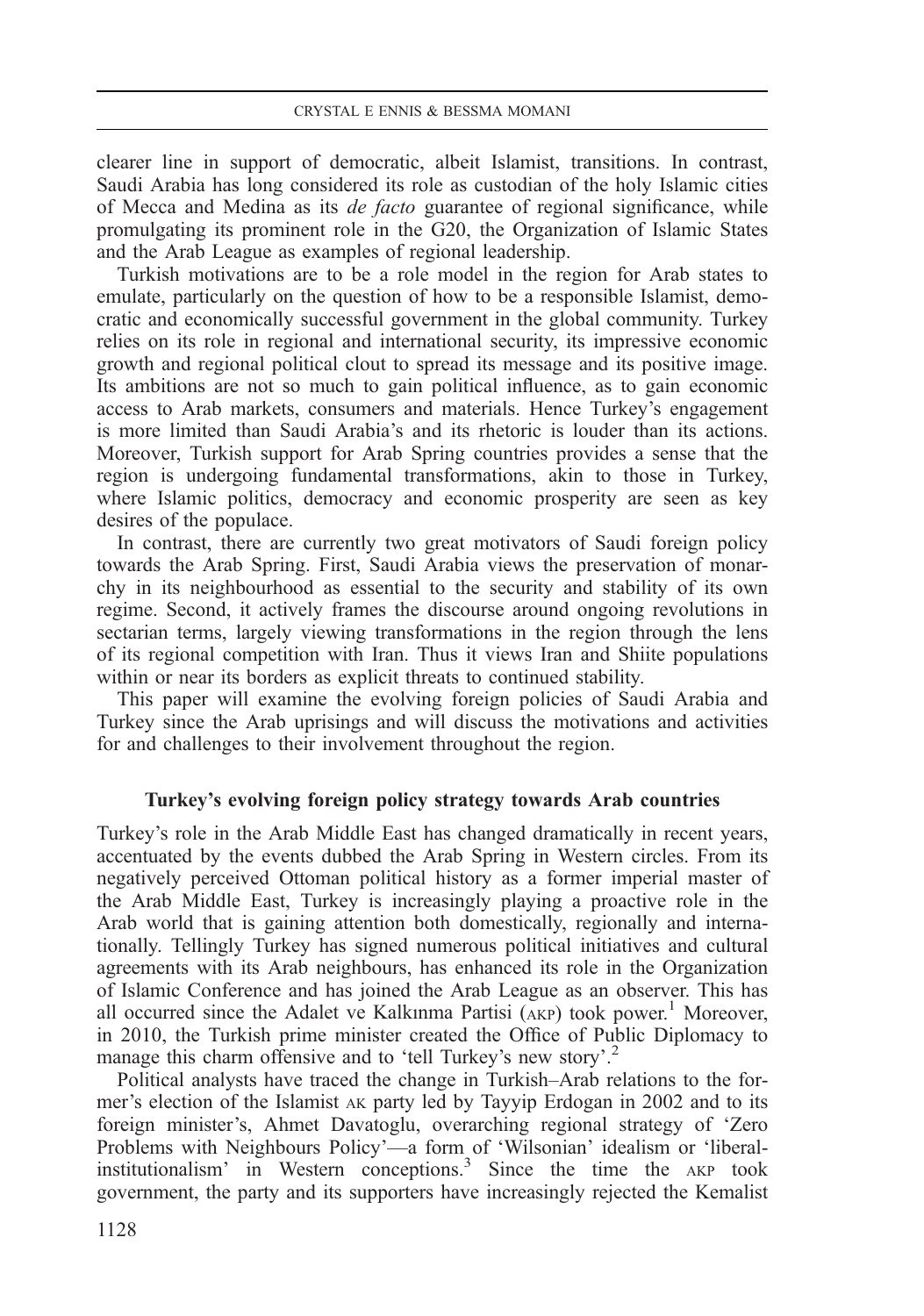clearer line in support of democratic, albeit Islamist, transitions. In contrast, Saudi Arabia has long considered its role as custodian of the holy Islamic cities of Mecca and Medina as its *de facto* guarantee of regional significance, while promulgating its prominent role in the G20, the Organization of Islamic States and the Arab League as examples of regional leadership.

Turkish motivations are to be a role model in the region for Arab states to emulate, particularly on the question of how to be a responsible Islamist, democratic and economically successful government in the global community. Turkey relies on its role in regional and international security, its impressive economic growth and regional political clout to spread its message and its positive image. Its ambitions are not so much to gain political influence, as to gain economic access to Arab markets, consumers and materials. Hence Turkey's engagement is more limited than Saudi Arabia's and its rhetoric is louder than its actions. Moreover, Turkish support for Arab Spring countries provides a sense that the region is undergoing fundamental transformations, akin to those in Turkey, where Islamic politics, democracy and economic prosperity are seen as key desires of the populace.

In contrast, there are currently two great motivators of Saudi foreign policy towards the Arab Spring. First, Saudi Arabia views the preservation of monarchy in its neighbourhood as essential to the security and stability of its own regime. Second, it actively frames the discourse around ongoing revolutions in sectarian terms, largely viewing transformations in the region through the lens of its regional competition with Iran. Thus it views Iran and Shiite populations within or near its borders as explicit threats to continued stability.

This paper will examine the evolving foreign policies of Saudi Arabia and Turkey since the Arab uprisings and will discuss the motivations and activities for and challenges to their involvement throughout the region.

## Turkey's evolving foreign policy strategy towards Arab countries

Turkey's role in the Arab Middle East has changed dramatically in recent years, accentuated by the events dubbed the Arab Spring in Western circles. From its negatively perceived Ottoman political history as a former imperial master of the Arab Middle East, Turkey is increasingly playing a proactive role in the Arab world that is gaining attention both domestically, regionally and internationally. Tellingly Turkey has signed numerous political initiatives and cultural agreements with its Arab neighbours, has enhanced its role in the Organization of Islamic Conference and has joined the Arab League as an observer. This has all occurred since the Adalet ve Kalkınma Partisi (AKP) took power.[1] Moreover, in 2010, the Turkish prime minister created the Office of Public Diplomacy to manage this charm offensive and to 'tell Turkey's new story'.[2]

Political analysts have traced the change in Turkish–Arab relations to the former's election of the Islamist AK party led by Tayyip Erdogan in 2002 and to its foreign minister's, Ahmet Davatoglu, overarching regional strategy of 'Zero Problems with Neighbours Policy'—a form of 'Wilsonian' idealism or 'liberal-institutionalism' in Western conceptions.[3] Since the time the AKP took government, the party and its supporters have increasingly rejected the Kemalist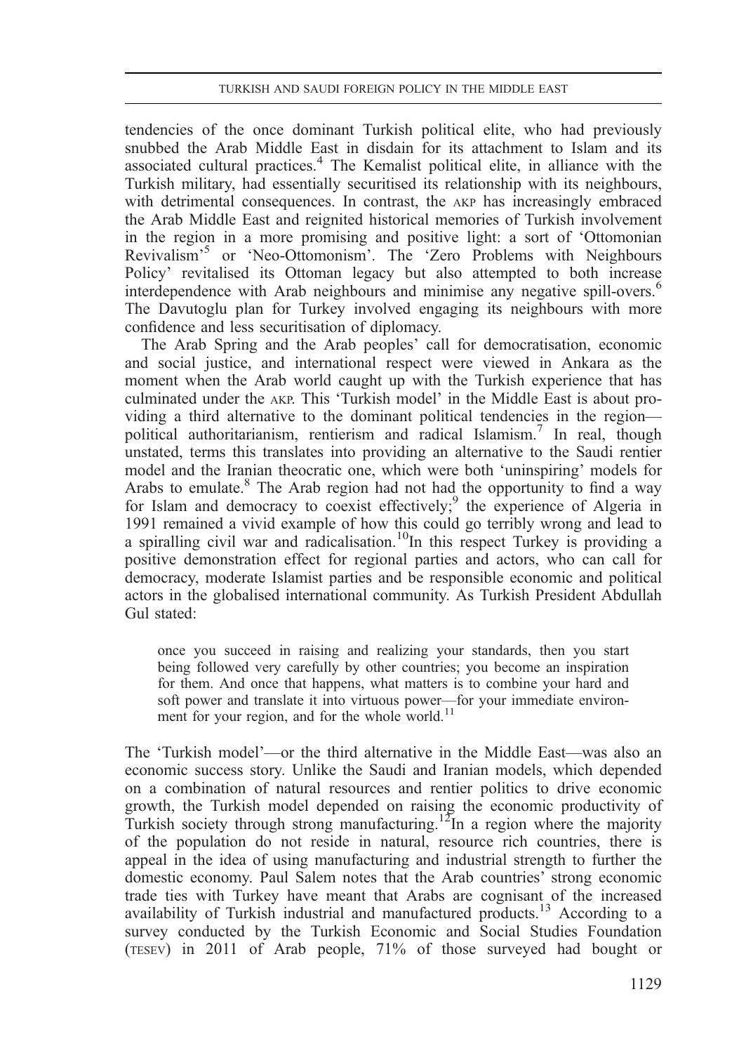tendencies of the once dominant Turkish political elite, who had previously snubbed the Arab Middle East in disdain for its attachment to Islam and its associated cultural practices.[4] The Kemalist political elite, in alliance with the Turkish military, had essentially securitised its relationship with its neighbours, with detrimental consequences. In contrast, the AKP has increasingly embraced the Arab Middle East and reignited historical memories of Turkish involvement in the region in a more promising and positive light: a sort of 'Ottomonian Revivalism'[5] or 'Neo-Ottomonism'. The 'Zero Problems with Neighbours Policy' revitalised its Ottoman legacy but also attempted to both increase interdependence with Arab neighbours and minimise any negative spill-overs.[6] The Davutoglu plan for Turkey involved engaging its neighbours with more confidence and less securitisation of diplomacy.

The Arab Spring and the Arab peoples' call for democratisation, economic and social justice, and international respect were viewed in Ankara as the moment when the Arab world caught up with the Turkish experience that has culminated under the AKP. This 'Turkish model' in the Middle East is about providing a third alternative to the dominant political tendencies in the region—political authoritarianism, rentierism and radical Islamism.[7] In real, though unstated, terms this translates into providing an alternative to the Saudi rentier model and the Iranian theocratic one, which were both 'uninspiring' models for Arabs to emulate.[8] The Arab region had not had the opportunity to find a way for Islam and democracy to coexist effectively;[9] the experience of Algeria in 1991 remained a vivid example of how this could go terribly wrong and lead to a spiralling civil war and radicalisation.[10] In this respect Turkey is providing a positive demonstration effect for regional parties and actors, who can call for democracy, moderate Islamist parties and be responsible economic and political actors in the globalised international community. As Turkish President Abdullah Gul stated:

> once you succeed in raising and realizing your standards, then you start being followed very carefully by other countries; you become an inspiration for them. And once that happens, what matters is to combine your hard and soft power and translate it into virtuous power—for your immediate environment for your region, and for the whole world.[11]

The 'Turkish model'—or the third alternative in the Middle East—was also an economic success story. Unlike the Saudi and Iranian models, which depended on a combination of natural resources and rentier politics to drive economic growth, the Turkish model depended on raising the economic productivity of Turkish society through strong manufacturing.[12] In a region where the majority of the population do not reside in natural, resource rich countries, there is appeal in the idea of using manufacturing and industrial strength to further the domestic economy. Paul Salem notes that the Arab countries' strong economic trade ties with Turkey have meant that Arabs are cognisant of the increased availability of Turkish industrial and manufactured products.[13] According to a survey conducted by the Turkish Economic and Social Studies Foundation (TESEV) in 2011 of Arab people, 71% of those surveyed had bought or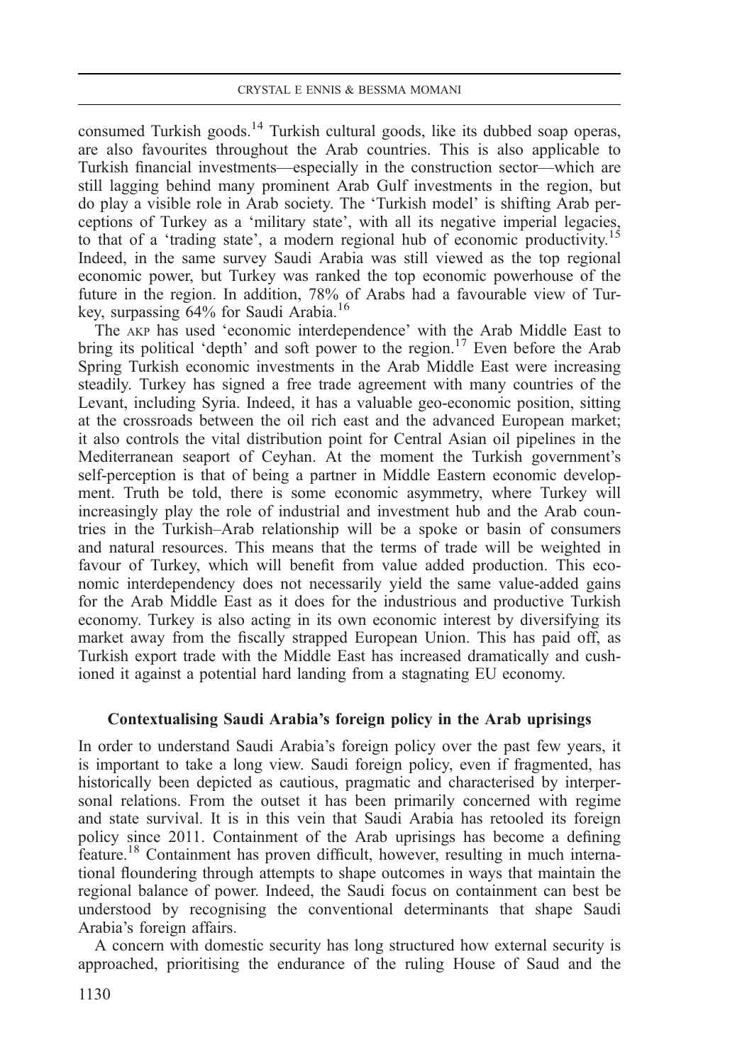consumed Turkish goods.[14] Turkish cultural goods, like its dubbed soap operas, are also favourites throughout the Arab countries. This is also applicable to Turkish financial investments—especially in the construction sector—which are still lagging behind many prominent Arab Gulf investments in the region, but do play a visible role in Arab society. The 'Turkish model' is shifting Arab perceptions of Turkey as a 'military state', with all its negative imperial legacies, to that of a 'trading state', a modern regional hub of economic productivity.[15] Indeed, in the same survey Saudi Arabia was still viewed as the top regional economic power, but Turkey was ranked the top economic powerhouse of the future in the region. In addition, 78% of Arabs had a favourable view of Turkey, surpassing 64% for Saudi Arabia.[16]

The AKP has used 'economic interdependence' with the Arab Middle East to bring its political 'depth' and soft power to the region.[17] Even before the Arab Spring Turkish economic investments in the Arab Middle East were increasing steadily. Turkey has signed a free trade agreement with many countries of the Levant, including Syria. Indeed, it has a valuable geo-economic position, sitting at the crossroads between the oil rich east and the advanced European market; it also controls the vital distribution point for Central Asian oil pipelines in the Mediterranean seaport of Ceyhan. At the moment the Turkish government's self-perception is that of being a partner in Middle Eastern economic development. Truth be told, there is some economic asymmetry, where Turkey will increasingly play the role of industrial and investment hub and the Arab countries in the Turkish–Arab relationship will be a spoke or basin of consumers and natural resources. This means that the terms of trade will be weighted in favour of Turkey, which will benefit from value added production. This economic interdependency does not necessarily yield the same value-added gains for the Arab Middle East as it does for the industrious and productive Turkish economy. Turkey is also acting in its own economic interest by diversifying its market away from the fiscally strapped European Union. This has paid off, as Turkish export trade with the Middle East has increased dramatically and cushioned it against a potential hard landing from a stagnating EU economy.

## Contextualising Saudi Arabia's foreign policy in the Arab uprisings

In order to understand Saudi Arabia's foreign policy over the past few years, it is important to take a long view. Saudi foreign policy, even if fragmented, has historically been depicted as cautious, pragmatic and characterised by interpersonal relations. From the outset it has been primarily concerned with regime and state survival. It is in this vein that Saudi Arabia has retooled its foreign policy since 2011. Containment of the Arab uprisings has become a defining feature.[18] Containment has proven difficult, however, resulting in much international floundering through attempts to shape outcomes in ways that maintain the regional balance of power. Indeed, the Saudi focus on containment can best be understood by recognising the conventional determinants that shape Saudi Arabia's foreign affairs.

A concern with domestic security has long structured how external security is approached, prioritising the endurance of the ruling House of Saud and the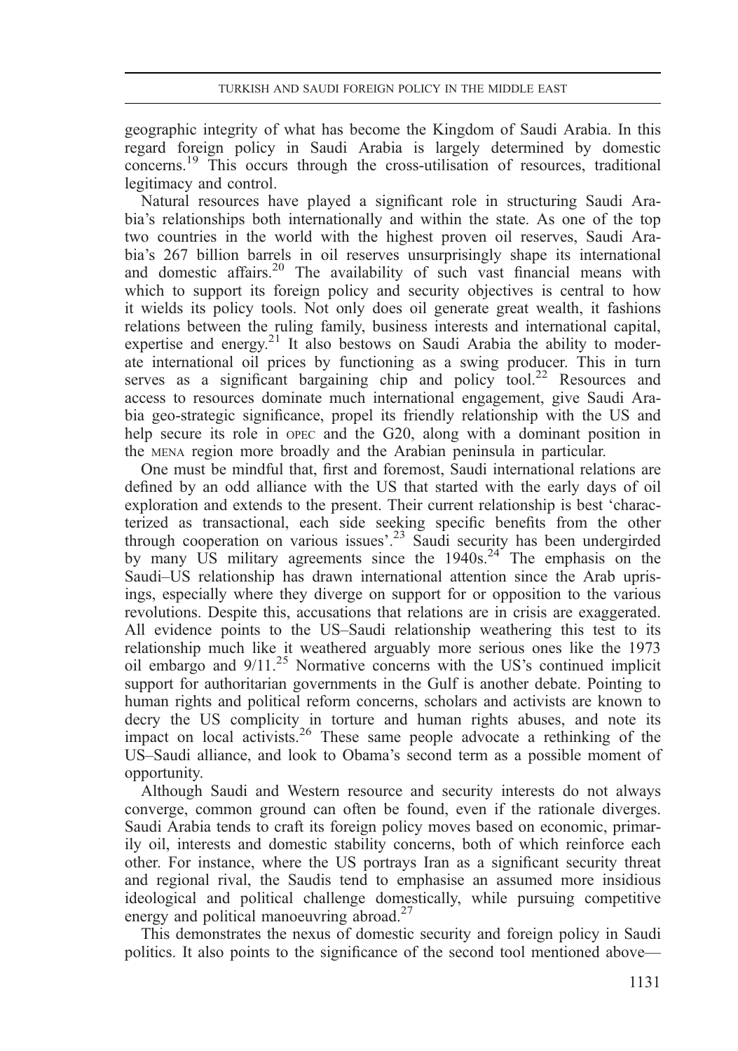geographic integrity of what has become the Kingdom of Saudi Arabia. In this regard foreign policy in Saudi Arabia is largely determined by domestic concerns.[19] This occurs through the cross-utilisation of resources, traditional legitimacy and control.

Natural resources have played a significant role in structuring Saudi Arabia's relationships both internationally and within the state. As one of the top two countries in the world with the highest proven oil reserves, Saudi Arabia's 267 billion barrels in oil reserves unsurprisingly shape its international and domestic affairs.[20] The availability of such vast financial means with which to support its foreign policy and security objectives is central to how it wields its policy tools. Not only does oil generate great wealth, it fashions relations between the ruling family, business interests and international capital, expertise and energy.[21] It also bestows on Saudi Arabia the ability to moderate international oil prices by functioning as a swing producer. This in turn serves as a significant bargaining chip and policy tool.[22] Resources and access to resources dominate much international engagement, give Saudi Arabia geo-strategic significance, propel its friendly relationship with the US and help secure its role in OPEC and the G20, along with a dominant position in the MENA region more broadly and the Arabian peninsula in particular.

One must be mindful that, first and foremost, Saudi international relations are defined by an odd alliance with the US that started with the early days of oil exploration and extends to the present. Their current relationship is best 'characterized as transactional, each side seeking specific benefits from the other through cooperation on various issues'.[23] Saudi security has been undergirded by many US military agreements since the 1940s.[24] The emphasis on the Saudi–US relationship has drawn international attention since the Arab uprisings, especially where they diverge on support for or opposition to the various revolutions. Despite this, accusations that relations are in crisis are exaggerated. All evidence points to the US–Saudi relationship weathering this test to its relationship much like it weathered arguably more serious ones like the 1973 oil embargo and 9/11.[25] Normative concerns with the US's continued implicit support for authoritarian governments in the Gulf is another debate. Pointing to human rights and political reform concerns, scholars and activists are known to decry the US complicity in torture and human rights abuses, and note its impact on local activists.[26] These same people advocate a rethinking of the US–Saudi alliance, and look to Obama's second term as a possible moment of opportunity.

Although Saudi and Western resource and security interests do not always converge, common ground can often be found, even if the rationale diverges. Saudi Arabia tends to craft its foreign policy moves based on economic, primarily oil, interests and domestic stability concerns, both of which reinforce each other. For instance, where the US portrays Iran as a significant security threat and regional rival, the Saudis tend to emphasise an assumed more insidious ideological and political challenge domestically, while pursuing competitive energy and political manoeuvring abroad.[27]

This demonstrates the nexus of domestic security and foreign policy in Saudi politics. It also points to the significance of the second tool mentioned above—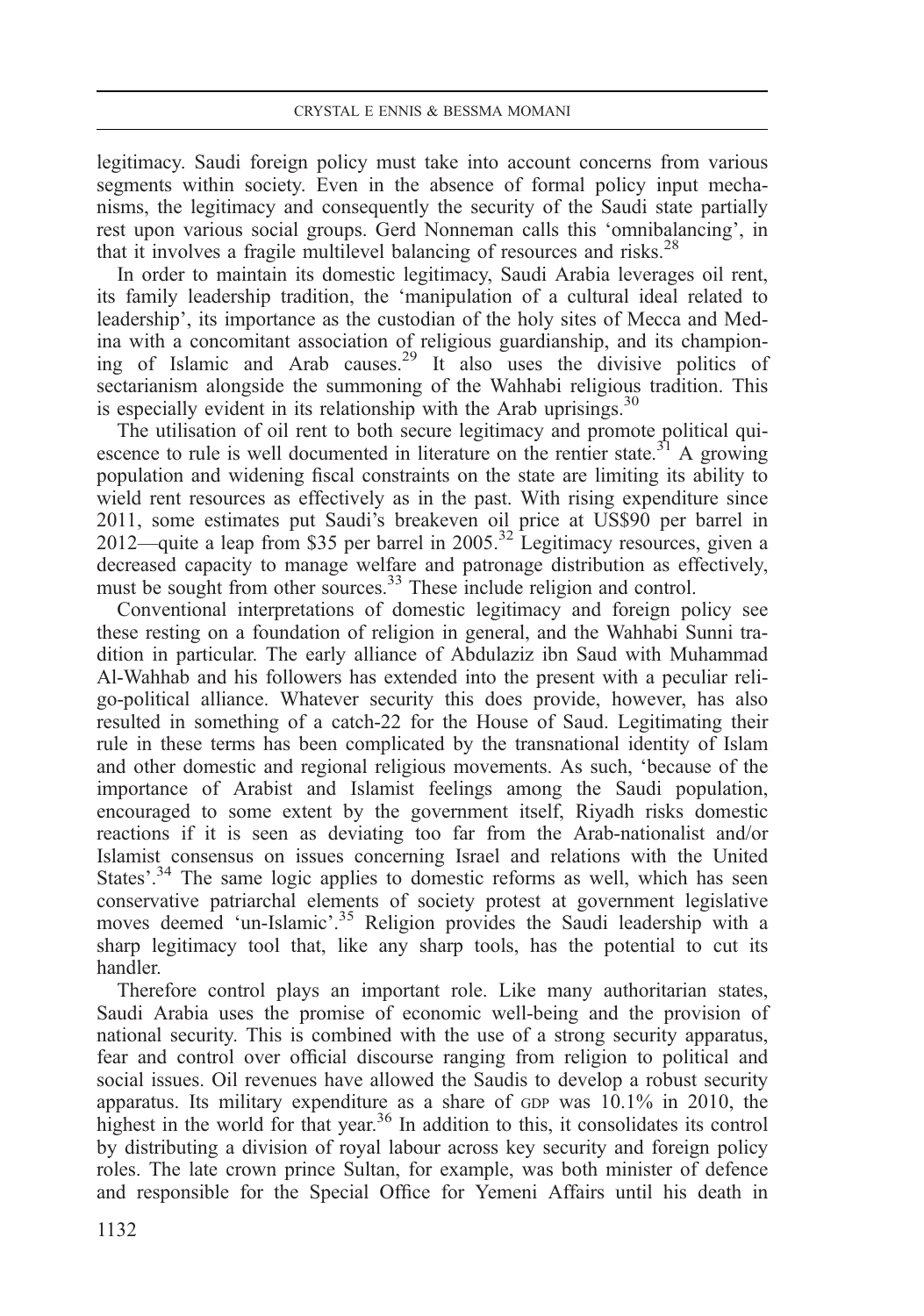legitimacy. Saudi foreign policy must take into account concerns from various segments within society. Even in the absence of formal policy input mechanisms, the legitimacy and consequently the security of the Saudi state partially rest upon various social groups. Gerd Nonneman calls this 'omnibalancing', in that it involves a fragile multilevel balancing of resources and risks.[28]

In order to maintain its domestic legitimacy, Saudi Arabia leverages oil rent, its family leadership tradition, the 'manipulation of a cultural ideal related to leadership', its importance as the custodian of the holy sites of Mecca and Medina with a concomitant association of religious guardianship, and its championing of Islamic and Arab causes.[29] It also uses the divisive politics of sectarianism alongside the summoning of the Wahhabi religious tradition. This is especially evident in its relationship with the Arab uprisings.[30]

The utilisation of oil rent to both secure legitimacy and promote political quiescence to rule is well documented in literature on the rentier state.[31] A growing population and widening fiscal constraints on the state are limiting its ability to wield rent resources as effectively as in the past. With rising expenditure since 2011, some estimates put Saudi's breakeven oil price at US$90 per barrel in 2012—quite a leap from $35 per barrel in 2005.[32] Legitimacy resources, given a decreased capacity to manage welfare and patronage distribution as effectively, must be sought from other sources.[33] These include religion and control.

Conventional interpretations of domestic legitimacy and foreign policy see these resting on a foundation of religion in general, and the Wahhabi Sunni tradition in particular. The early alliance of Abdulaziz ibn Saud with Muhammad Al-Wahhab and his followers has extended into the present with a peculiar religo-political alliance. Whatever security this does provide, however, has also resulted in something of a catch-22 for the House of Saud. Legitimating their rule in these terms has been complicated by the transnational identity of Islam and other domestic and regional religious movements. As such, 'because of the importance of Arabist and Islamist feelings among the Saudi population, encouraged to some extent by the government itself, Riyadh risks domestic reactions if it is seen as deviating too far from the Arab-nationalist and/or Islamist consensus on issues concerning Israel and relations with the United States'.[34] The same logic applies to domestic reforms as well, which has seen conservative patriarchal elements of society protest at government legislative moves deemed 'un-Islamic'.[35] Religion provides the Saudi leadership with a sharp legitimacy tool that, like any sharp tools, has the potential to cut its handler.

Therefore control plays an important role. Like many authoritarian states, Saudi Arabia uses the promise of economic well-being and the provision of national security. This is combined with the use of a strong security apparatus, fear and control over official discourse ranging from religion to political and social issues. Oil revenues have allowed the Saudis to develop a robust security apparatus. Its military expenditure as a share of GDP was 10.1% in 2010, the highest in the world for that year.[36] In addition to this, it consolidates its control by distributing a division of royal labour across key security and foreign policy roles. The late crown prince Sultan, for example, was both minister of defence and responsible for the Special Office for Yemeni Affairs until his death in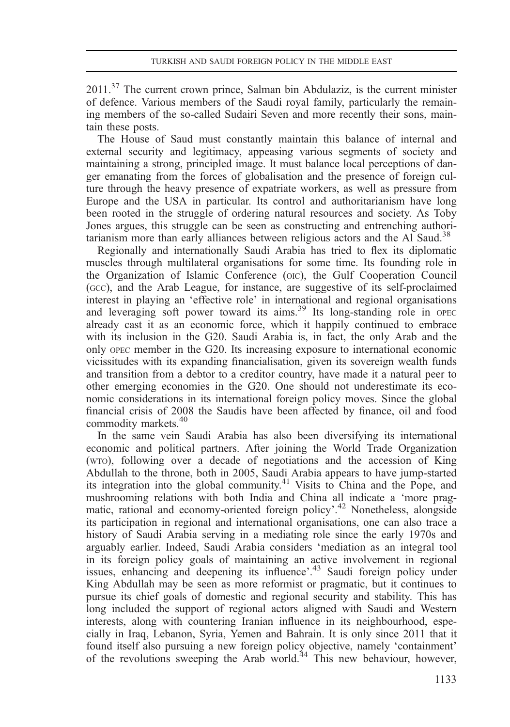2011.[37] The current crown prince, Salman bin Abdulaziz, is the current minister of defence. Various members of the Saudi royal family, particularly the remaining members of the so-called Sudairi Seven and more recently their sons, maintain these posts.

The House of Saud must constantly maintain this balance of internal and external security and legitimacy, appeasing various segments of society and maintaining a strong, principled image. It must balance local perceptions of danger emanating from the forces of globalisation and the presence of foreign culture through the heavy presence of expatriate workers, as well as pressure from Europe and the USA in particular. Its control and authoritarianism have long been rooted in the struggle of ordering natural resources and society. As Toby Jones argues, this struggle can be seen as constructing and entrenching authoritarianism more than early alliances between religious actors and the Al Saud.[38]

Regionally and internationally Saudi Arabia has tried to flex its diplomatic muscles through multilateral organisations for some time. Its founding role in the Organization of Islamic Conference (OIC), the Gulf Cooperation Council (GCC), and the Arab League, for instance, are suggestive of its self-proclaimed interest in playing an 'effective role' in international and regional organisations and leveraging soft power toward its aims.[39] Its long-standing role in OPEC already cast it as an economic force, which it happily continued to embrace with its inclusion in the G20. Saudi Arabia is, in fact, the only Arab and the only OPEC member in the G20. Its increasing exposure to international economic vicissitudes with its expanding financialisation, given its sovereign wealth funds and transition from a debtor to a creditor country, have made it a natural peer to other emerging economies in the G20. One should not underestimate its economic considerations in its international foreign policy moves. Since the global financial crisis of 2008 the Saudis have been affected by finance, oil and food commodity markets.[40]

In the same vein Saudi Arabia has also been diversifying its international economic and political partners. After joining the World Trade Organization (WTO), following over a decade of negotiations and the accession of King Abdullah to the throne, both in 2005, Saudi Arabia appears to have jump-started its integration into the global community.[41] Visits to China and the Pope, and mushrooming relations with both India and China all indicate a 'more pragmatic, rational and economy-oriented foreign policy'.[42] Nonetheless, alongside its participation in regional and international organisations, one can also trace a history of Saudi Arabia serving in a mediating role since the early 1970s and arguably earlier. Indeed, Saudi Arabia considers 'mediation as an integral tool in its foreign policy goals of maintaining an active involvement in regional issues, enhancing and deepening its influence'.[43] Saudi foreign policy under King Abdullah may be seen as more reformist or pragmatic, but it continues to pursue its chief goals of domestic and regional security and stability. This has long included the support of regional actors aligned with Saudi and Western interests, along with countering Iranian influence in its neighbourhood, especially in Iraq, Lebanon, Syria, Yemen and Bahrain. It is only since 2011 that it found itself also pursuing a new foreign policy objective, namely 'containment' of the revolutions sweeping the Arab world.[44] This new behaviour, however,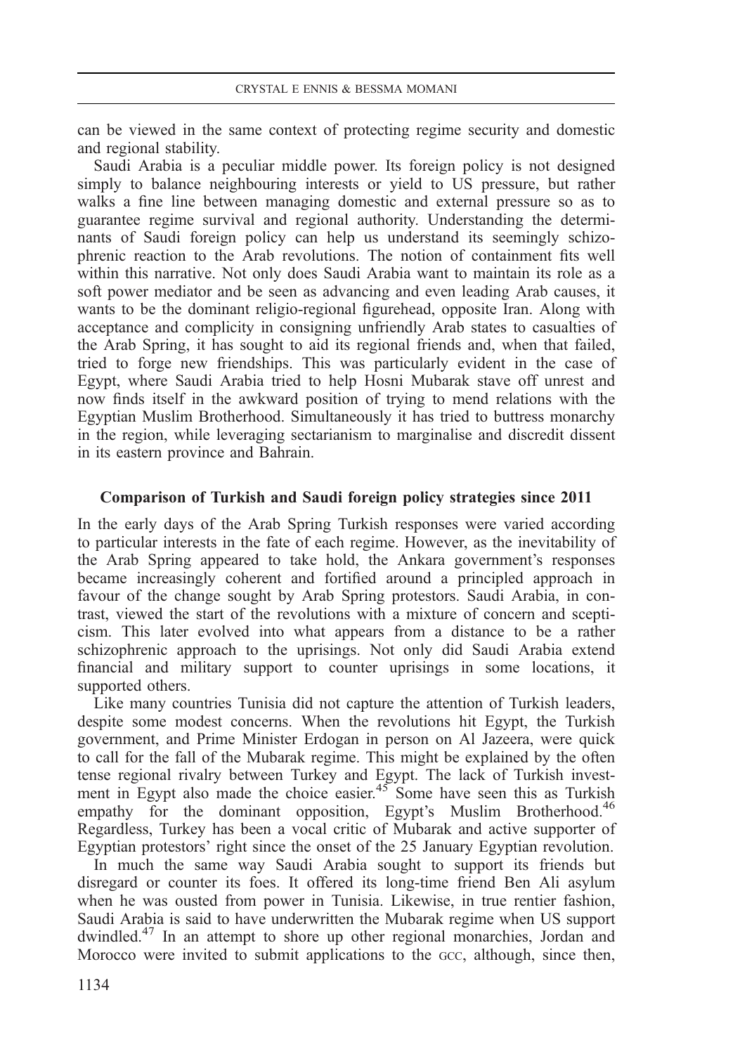can be viewed in the same context of protecting regime security and domestic and regional stability.

Saudi Arabia is a peculiar middle power. Its foreign policy is not designed simply to balance neighbouring interests or yield to US pressure, but rather walks a fine line between managing domestic and external pressure so as to guarantee regime survival and regional authority. Understanding the determinants of Saudi foreign policy can help us understand its seemingly schizophrenic reaction to the Arab revolutions. The notion of containment fits well within this narrative. Not only does Saudi Arabia want to maintain its role as a soft power mediator and be seen as advancing and even leading Arab causes, it wants to be the dominant religio-regional figurehead, opposite Iran. Along with acceptance and complicity in consigning unfriendly Arab states to casualties of the Arab Spring, it has sought to aid its regional friends and, when that failed, tried to forge new friendships. This was particularly evident in the case of Egypt, where Saudi Arabia tried to help Hosni Mubarak stave off unrest and now finds itself in the awkward position of trying to mend relations with the Egyptian Muslim Brotherhood. Simultaneously it has tried to buttress monarchy in the region, while leveraging sectarianism to marginalise and discredit dissent in its eastern province and Bahrain.

## Comparison of Turkish and Saudi foreign policy strategies since 2011

In the early days of the Arab Spring Turkish responses were varied according to particular interests in the fate of each regime. However, as the inevitability of the Arab Spring appeared to take hold, the Ankara government's responses became increasingly coherent and fortified around a principled approach in favour of the change sought by Arab Spring protestors. Saudi Arabia, in contrast, viewed the start of the revolutions with a mixture of concern and scepticism. This later evolved into what appears from a distance to be a rather schizophrenic approach to the uprisings. Not only did Saudi Arabia extend financial and military support to counter uprisings in some locations, it supported others.

Like many countries Tunisia did not capture the attention of Turkish leaders, despite some modest concerns. When the revolutions hit Egypt, the Turkish government, and Prime Minister Erdogan in person on Al Jazeera, were quick to call for the fall of the Mubarak regime. This might be explained by the often tense regional rivalry between Turkey and Egypt. The lack of Turkish investment in Egypt also made the choice easier.[45] Some have seen this as Turkish empathy for the dominant opposition, Egypt's Muslim Brotherhood.[46] Regardless, Turkey has been a vocal critic of Mubarak and active supporter of Egyptian protestors' right since the onset of the 25 January Egyptian revolution.

In much the same way Saudi Arabia sought to support its friends but disregard or counter its foes. It offered its long-time friend Ben Ali asylum when he was ousted from power in Tunisia. Likewise, in true rentier fashion, Saudi Arabia is said to have underwritten the Mubarak regime when US support dwindled.[47] In an attempt to shore up other regional monarchies, Jordan and Morocco were invited to submit applications to the GCC, although, since then,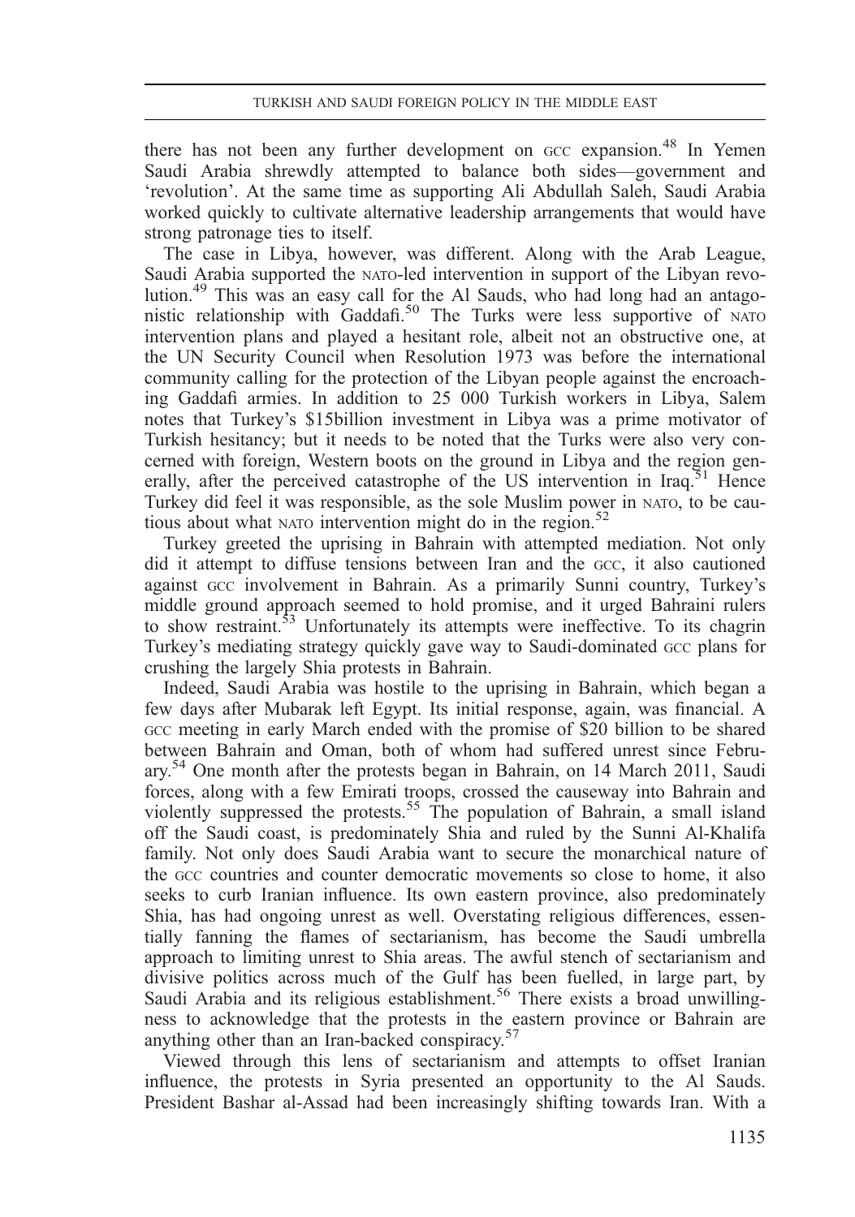there has not been any further development on GCC expansion.[48] In Yemen Saudi Arabia shrewdly attempted to balance both sides—government and 'revolution'. At the same time as supporting Ali Abdullah Saleh, Saudi Arabia worked quickly to cultivate alternative leadership arrangements that would have strong patronage ties to itself.

The case in Libya, however, was different. Along with the Arab League, Saudi Arabia supported the NATO-led intervention in support of the Libyan revolution.[49] This was an easy call for the Al Sauds, who had long had an antagonistic relationship with Gaddafi.[50] The Turks were less supportive of NATO intervention plans and played a hesitant role, albeit not an obstructive one, at the UN Security Council when Resolution 1973 was before the international community calling for the protection of the Libyan people against the encroaching Gaddafi armies. In addition to 25 000 Turkish workers in Libya, Salem notes that Turkey's \$15billion investment in Libya was a prime motivator of Turkish hesitancy; but it needs to be noted that the Turks were also very concerned with foreign, Western boots on the ground in Libya and the region generally, after the perceived catastrophe of the US intervention in Iraq.[51] Hence Turkey did feel it was responsible, as the sole Muslim power in NATO, to be cautious about what NATO intervention might do in the region.[52]

Turkey greeted the uprising in Bahrain with attempted mediation. Not only did it attempt to diffuse tensions between Iran and the GCC, it also cautioned against GCC involvement in Bahrain. As a primarily Sunni country, Turkey's middle ground approach seemed to hold promise, and it urged Bahraini rulers to show restraint.[53] Unfortunately its attempts were ineffective. To its chagrin Turkey's mediating strategy quickly gave way to Saudi-dominated GCC plans for crushing the largely Shia protests in Bahrain.

Indeed, Saudi Arabia was hostile to the uprising in Bahrain, which began a few days after Mubarak left Egypt. Its initial response, again, was financial. A GCC meeting in early March ended with the promise of \$20 billion to be shared between Bahrain and Oman, both of whom had suffered unrest since February.[54] One month after the protests began in Bahrain, on 14 March 2011, Saudi forces, along with a few Emirati troops, crossed the causeway into Bahrain and violently suppressed the protests.[55] The population of Bahrain, a small island off the Saudi coast, is predominately Shia and ruled by the Sunni Al-Khalifa family. Not only does Saudi Arabia want to secure the monarchical nature of the GCC countries and counter democratic movements so close to home, it also seeks to curb Iranian influence. Its own eastern province, also predominately Shia, has had ongoing unrest as well. Overstating religious differences, essentially fanning the flames of sectarianism, has become the Saudi umbrella approach to limiting unrest to Shia areas. The awful stench of sectarianism and divisive politics across much of the Gulf has been fuelled, in large part, by Saudi Arabia and its religious establishment.[56] There exists a broad unwillingness to acknowledge that the protests in the eastern province or Bahrain are anything other than an Iran-backed conspiracy.[57]

Viewed through this lens of sectarianism and attempts to offset Iranian influence, the protests in Syria presented an opportunity to the Al Sauds. President Bashar al-Assad had been increasingly shifting towards Iran. With a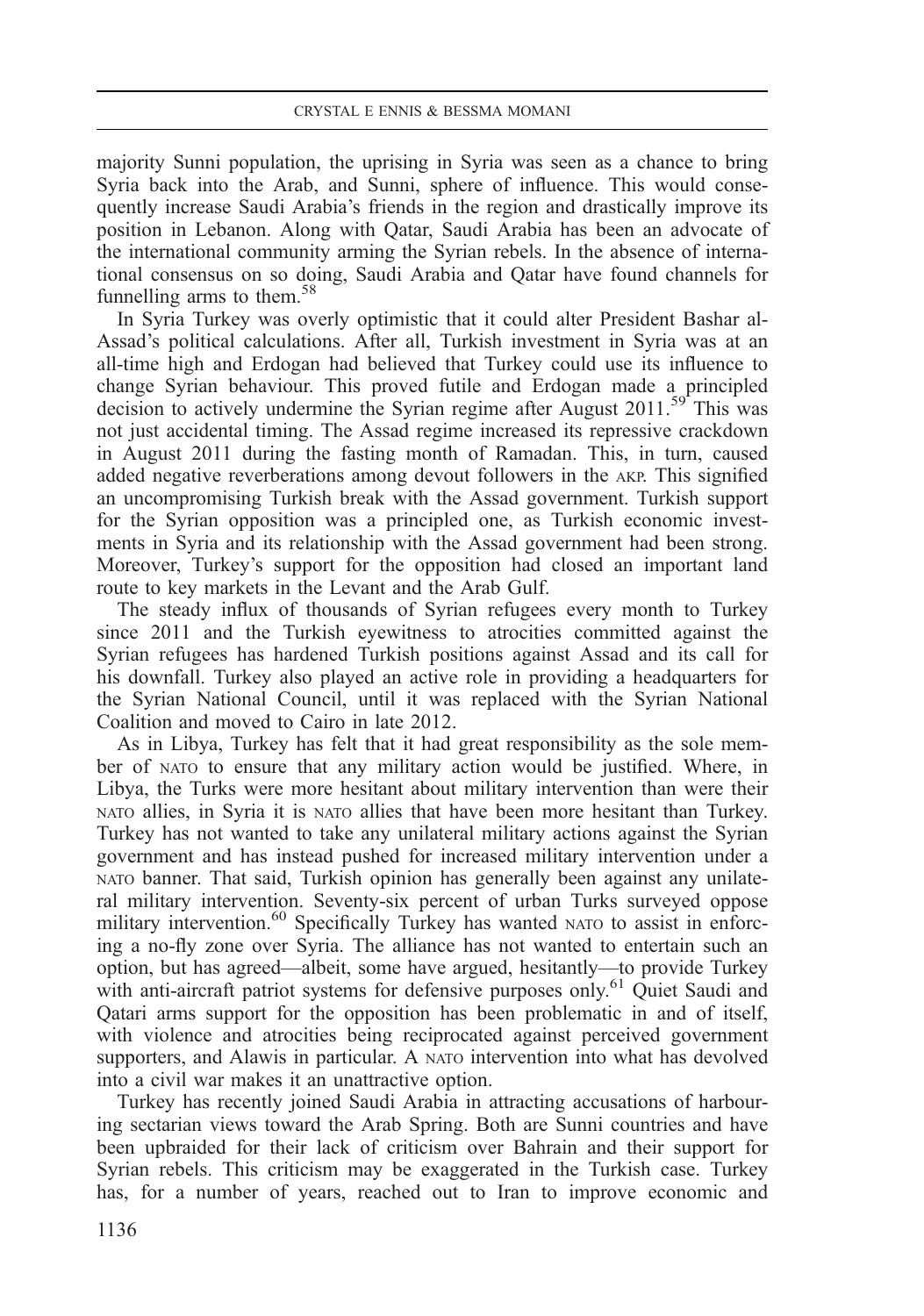majority Sunni population, the uprising in Syria was seen as a chance to bring Syria back into the Arab, and Sunni, sphere of influence. This would consequently increase Saudi Arabia's friends in the region and drastically improve its position in Lebanon. Along with Qatar, Saudi Arabia has been an advocate of the international community arming the Syrian rebels. In the absence of international consensus on so doing, Saudi Arabia and Qatar have found channels for funnelling arms to them.[58]

In Syria Turkey was overly optimistic that it could alter President Bashar al-Assad's political calculations. After all, Turkish investment in Syria was at an all-time high and Erdogan had believed that Turkey could use its influence to change Syrian behaviour. This proved futile and Erdogan made a principled decision to actively undermine the Syrian regime after August 2011.[59] This was not just accidental timing. The Assad regime increased its repressive crackdown in August 2011 during the fasting month of Ramadan. This, in turn, caused added negative reverberations among devout followers in the AKP. This signified an uncompromising Turkish break with the Assad government. Turkish support for the Syrian opposition was a principled one, as Turkish economic investments in Syria and its relationship with the Assad government had been strong. Moreover, Turkey's support for the opposition had closed an important land route to key markets in the Levant and the Arab Gulf.

The steady influx of thousands of Syrian refugees every month to Turkey since 2011 and the Turkish eyewitness to atrocities committed against the Syrian refugees has hardened Turkish positions against Assad and its call for his downfall. Turkey also played an active role in providing a headquarters for the Syrian National Council, until it was replaced with the Syrian National Coalition and moved to Cairo in late 2012.

As in Libya, Turkey has felt that it had great responsibility as the sole member of NATO to ensure that any military action would be justified. Where, in Libya, the Turks were more hesitant about military intervention than were their NATO allies, in Syria it is NATO allies that have been more hesitant than Turkey. Turkey has not wanted to take any unilateral military actions against the Syrian government and has instead pushed for increased military intervention under a NATO banner. That said, Turkish opinion has generally been against any unilateral military intervention. Seventy-six percent of urban Turks surveyed oppose military intervention.[60] Specifically Turkey has wanted NATO to assist in enforcing a no-fly zone over Syria. The alliance has not wanted to entertain such an option, but has agreed—albeit, some have argued, hesitantly—to provide Turkey with anti-aircraft patriot systems for defensive purposes only.[61] Quiet Saudi and Qatari arms support for the opposition has been problematic in and of itself, with violence and atrocities being reciprocated against perceived government supporters, and Alawis in particular. A NATO intervention into what has devolved into a civil war makes it an unattractive option.

Turkey has recently joined Saudi Arabia in attracting accusations of harbouring sectarian views toward the Arab Spring. Both are Sunni countries and have been upbraided for their lack of criticism over Bahrain and their support for Syrian rebels. This criticism may be exaggerated in the Turkish case. Turkey has, for a number of years, reached out to Iran to improve economic and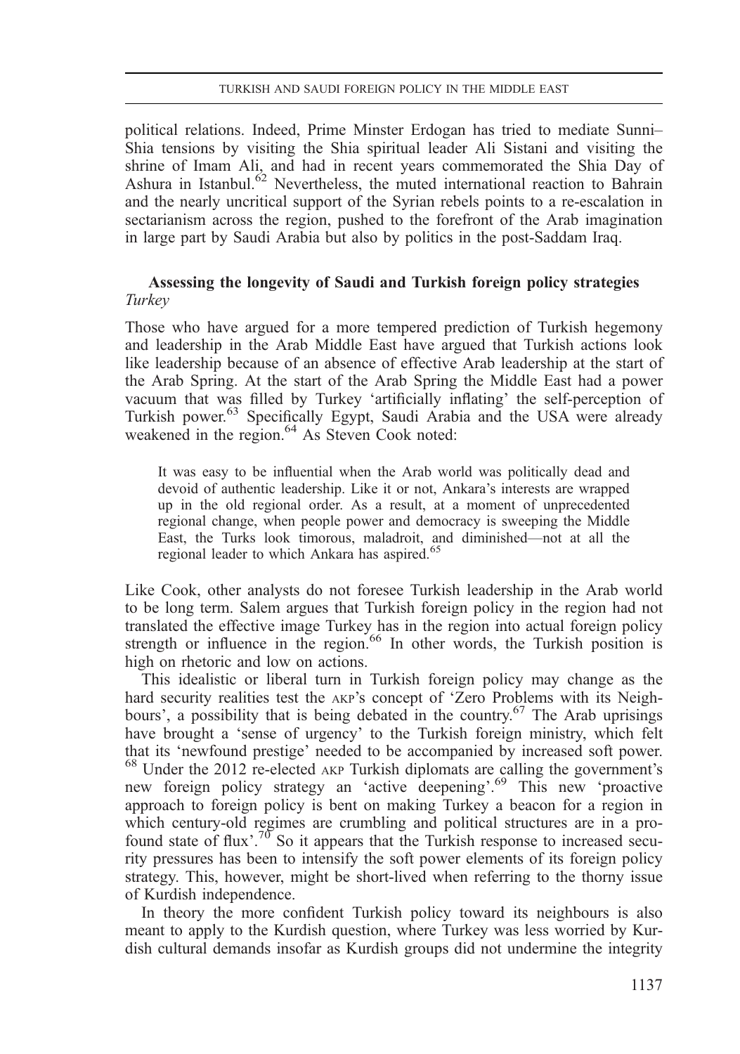political relations. Indeed, Prime Minster Erdogan has tried to mediate Sunni–Shia tensions by visiting the Shia spiritual leader Ali Sistani and visiting the shrine of Imam Ali, and had in recent years commemorated the Shia Day of Ashura in Istanbul.[62] Nevertheless, the muted international reaction to Bahrain and the nearly uncritical support of the Syrian rebels points to a re-escalation in sectarianism across the region, pushed to the forefront of the Arab imagination in large part by Saudi Arabia but also by politics in the post-Saddam Iraq.

## Assessing the longevity of Saudi and Turkish foreign policy strategies

### *Turkey*

Those who have argued for a more tempered prediction of Turkish hegemony and leadership in the Arab Middle East have argued that Turkish actions look like leadership because of an absence of effective Arab leadership at the start of the Arab Spring. At the start of the Arab Spring the Middle East had a power vacuum that was filled by Turkey 'artificially inflating' the self-perception of Turkish power.[63] Specifically Egypt, Saudi Arabia and the USA were already weakened in the region.[64] As Steven Cook noted:

> It was easy to be influential when the Arab world was politically dead and devoid of authentic leadership. Like it or not, Ankara's interests are wrapped up in the old regional order. As a result, at a moment of unprecedented regional change, when people power and democracy is sweeping the Middle East, the Turks look timorous, maladroit, and diminished—not at all the regional leader to which Ankara has aspired.[65]

Like Cook, other analysts do not foresee Turkish leadership in the Arab world to be long term. Salem argues that Turkish foreign policy in the region had not translated the effective image Turkey has in the region into actual foreign policy strength or influence in the region.[66] In other words, the Turkish position is high on rhetoric and low on actions.

This idealistic or liberal turn in Turkish foreign policy may change as the hard security realities test the AKP's concept of 'Zero Problems with its Neighbours', a possibility that is being debated in the country.[67] The Arab uprisings have brought a 'sense of urgency' to the Turkish foreign ministry, which felt that its 'newfound prestige' needed to be accompanied by increased soft power.[68] Under the 2012 re-elected AKP Turkish diplomats are calling the government's new foreign policy strategy an 'active deepening'.[69] This new 'proactive approach to foreign policy is bent on making Turkey a beacon for a region in which century-old regimes are crumbling and political structures are in a profound state of flux'.[70] So it appears that the Turkish response to increased security pressures has been to intensify the soft power elements of its foreign policy strategy. This, however, might be short-lived when referring to the thorny issue of Kurdish independence.

In theory the more confident Turkish policy toward its neighbours is also meant to apply to the Kurdish question, where Turkey was less worried by Kurdish cultural demands insofar as Kurdish groups did not undermine the integrity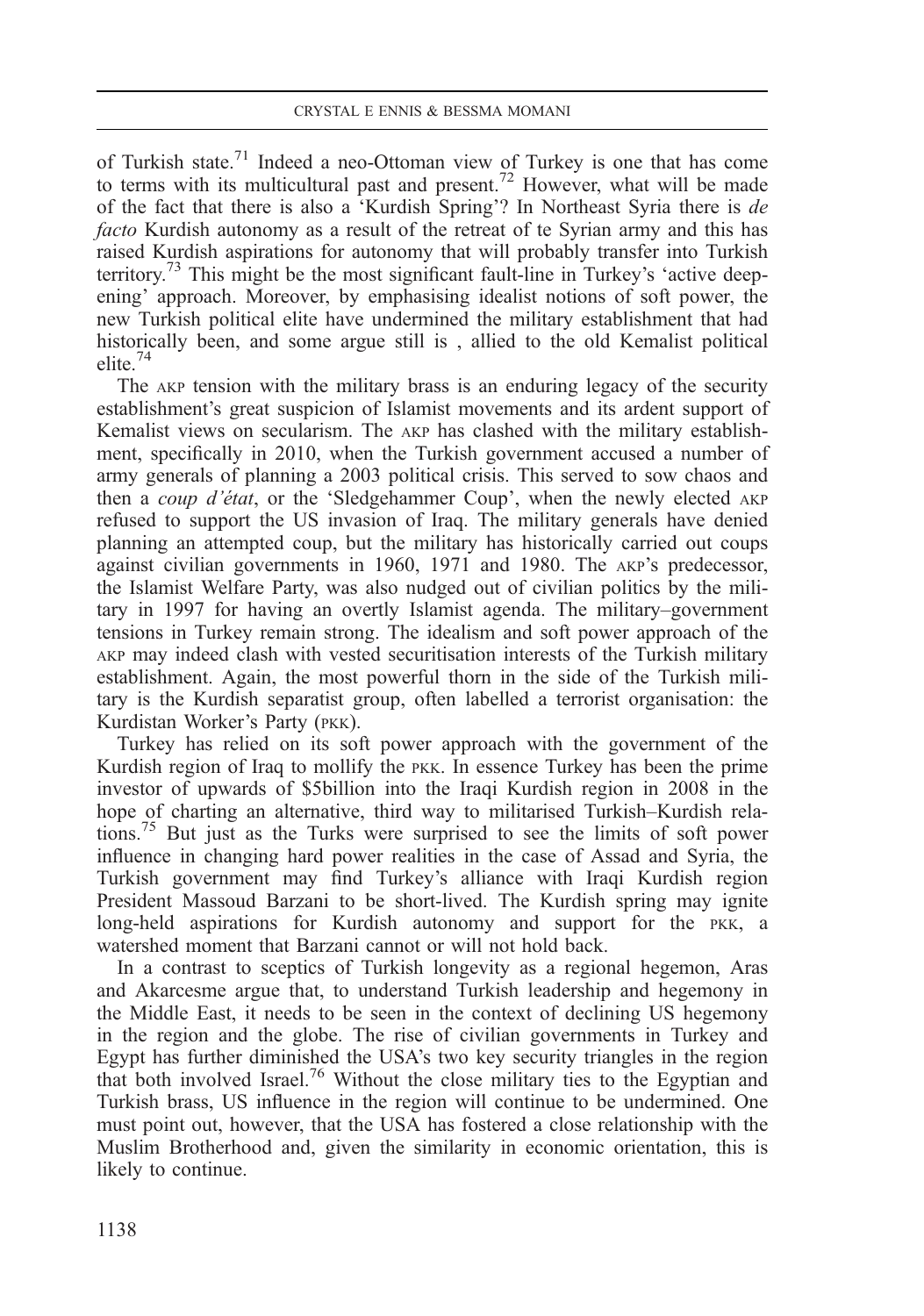of Turkish state.[71] Indeed a neo-Ottoman view of Turkey is one that has come to terms with its multicultural past and present.[72] However, what will be made of the fact that there is also a 'Kurdish Spring'? In Northeast Syria there is *de facto* Kurdish autonomy as a result of the retreat of te Syrian army and this has raised Kurdish aspirations for autonomy that will probably transfer into Turkish territory.[73] This might be the most significant fault-line in Turkey's 'active deepening' approach. Moreover, by emphasising idealist notions of soft power, the new Turkish political elite have undermined the military establishment that had historically been, and some argue still is , allied to the old Kemalist political elite.[74]

The AKP tension with the military brass is an enduring legacy of the security establishment's great suspicion of Islamist movements and its ardent support of Kemalist views on secularism. The AKP has clashed with the military establishment, specifically in 2010, when the Turkish government accused a number of army generals of planning a 2003 political crisis. This served to sow chaos and then a *coup d'état*, or the 'Sledgehammer Coup', when the newly elected AKP refused to support the US invasion of Iraq. The military generals have denied planning an attempted coup, but the military has historically carried out coups against civilian governments in 1960, 1971 and 1980. The AKP's predecessor, the Islamist Welfare Party, was also nudged out of civilian politics by the military in 1997 for having an overtly Islamist agenda. The military–government tensions in Turkey remain strong. The idealism and soft power approach of the AKP may indeed clash with vested securitisation interests of the Turkish military establishment. Again, the most powerful thorn in the side of the Turkish military is the Kurdish separatist group, often labelled a terrorist organisation: the Kurdistan Worker's Party (PKK).

Turkey has relied on its soft power approach with the government of the Kurdish region of Iraq to mollify the PKK. In essence Turkey has been the prime investor of upwards of \$5billion into the Iraqi Kurdish region in 2008 in the hope of charting an alternative, third way to militarised Turkish–Kurdish relations.[75] But just as the Turks were surprised to see the limits of soft power influence in changing hard power realities in the case of Assad and Syria, the Turkish government may find Turkey's alliance with Iraqi Kurdish region President Massoud Barzani to be short-lived. The Kurdish spring may ignite long-held aspirations for Kurdish autonomy and support for the PKK, a watershed moment that Barzani cannot or will not hold back.

In a contrast to sceptics of Turkish longevity as a regional hegemon, Aras and Akarcesme argue that, to understand Turkish leadership and hegemony in the Middle East, it needs to be seen in the context of declining US hegemony in the region and the globe. The rise of civilian governments in Turkey and Egypt has further diminished the USA's two key security triangles in the region that both involved Israel.[76] Without the close military ties to the Egyptian and Turkish brass, US influence in the region will continue to be undermined. One must point out, however, that the USA has fostered a close relationship with the Muslim Brotherhood and, given the similarity in economic orientation, this is likely to continue.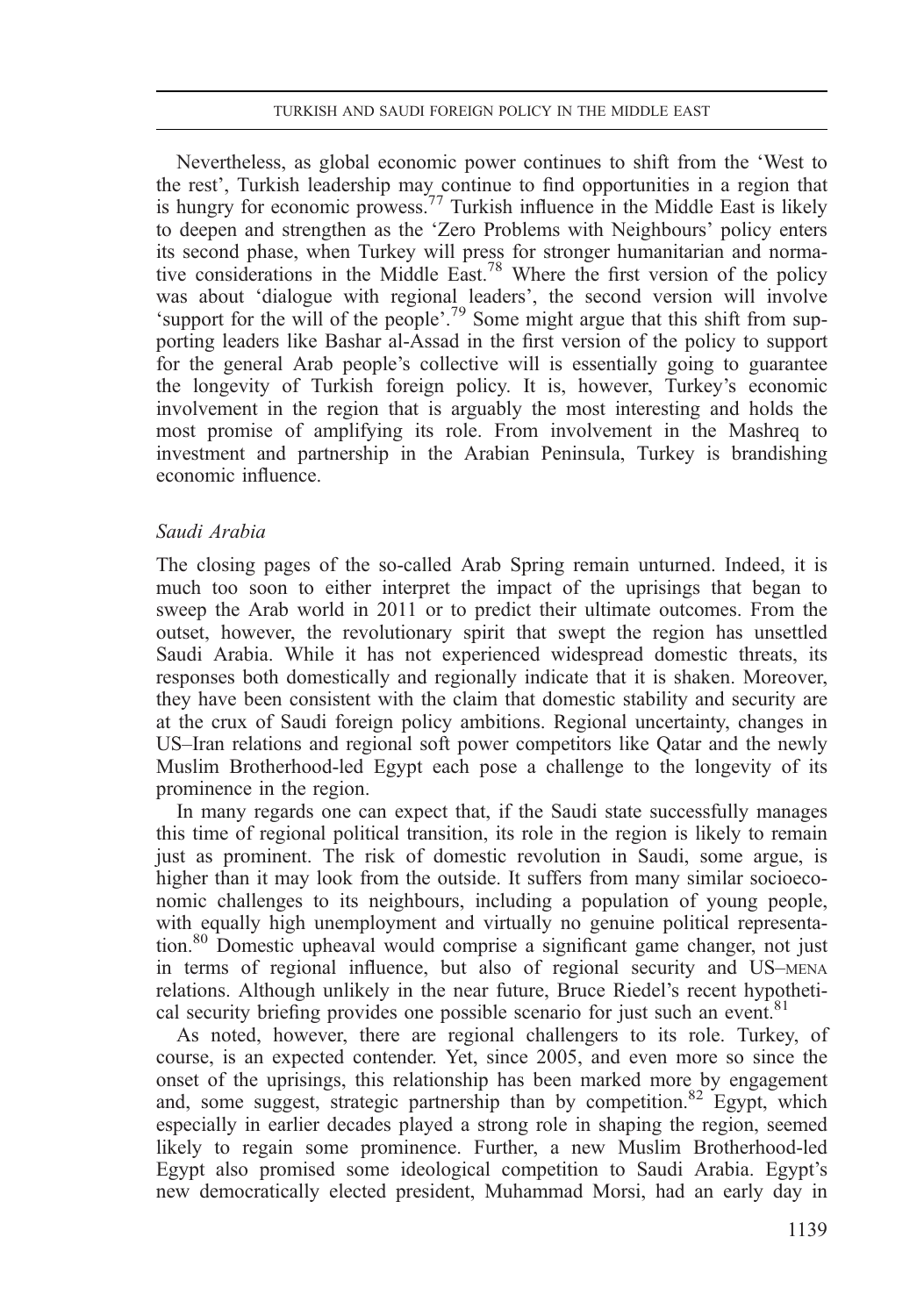Nevertheless, as global economic power continues to shift from the 'West to the rest', Turkish leadership may continue to find opportunities in a region that is hungry for economic prowess.[77] Turkish influence in the Middle East is likely to deepen and strengthen as the 'Zero Problems with Neighbours' policy enters its second phase, when Turkey will press for stronger humanitarian and normative considerations in the Middle East.[78] Where the first version of the policy was about 'dialogue with regional leaders', the second version will involve 'support for the will of the people'.[79] Some might argue that this shift from supporting leaders like Bashar al-Assad in the first version of the policy to support for the general Arab people's collective will is essentially going to guarantee the longevity of Turkish foreign policy. It is, however, Turkey's economic involvement in the region that is arguably the most interesting and holds the most promise of amplifying its role. From involvement in the Mashreq to investment and partnership in the Arabian Peninsula, Turkey is brandishing economic influence.

### *Saudi Arabia*

The closing pages of the so-called Arab Spring remain unturned. Indeed, it is much too soon to either interpret the impact of the uprisings that began to sweep the Arab world in 2011 or to predict their ultimate outcomes. From the outset, however, the revolutionary spirit that swept the region has unsettled Saudi Arabia. While it has not experienced widespread domestic threats, its responses both domestically and regionally indicate that it is shaken. Moreover, they have been consistent with the claim that domestic stability and security are at the crux of Saudi foreign policy ambitions. Regional uncertainty, changes in US–Iran relations and regional soft power competitors like Qatar and the newly Muslim Brotherhood-led Egypt each pose a challenge to the longevity of its prominence in the region.

In many regards one can expect that, if the Saudi state successfully manages this time of regional political transition, its role in the region is likely to remain just as prominent. The risk of domestic revolution in Saudi, some argue, is higher than it may look from the outside. It suffers from many similar socioeconomic challenges to its neighbours, including a population of young people, with equally high unemployment and virtually no genuine political representation.[80] Domestic upheaval would comprise a significant game changer, not just in terms of regional influence, but also of regional security and US–MENA relations. Although unlikely in the near future, Bruce Riedel's recent hypothetical security briefing provides one possible scenario for just such an event.[81]

As noted, however, there are regional challengers to its role. Turkey, of course, is an expected contender. Yet, since 2005, and even more so since the onset of the uprisings, this relationship has been marked more by engagement and, some suggest, strategic partnership than by competition.[82] Egypt, which especially in earlier decades played a strong role in shaping the region, seemed likely to regain some prominence. Further, a new Muslim Brotherhood-led Egypt also promised some ideological competition to Saudi Arabia. Egypt's new democratically elected president, Muhammad Morsi, had an early day in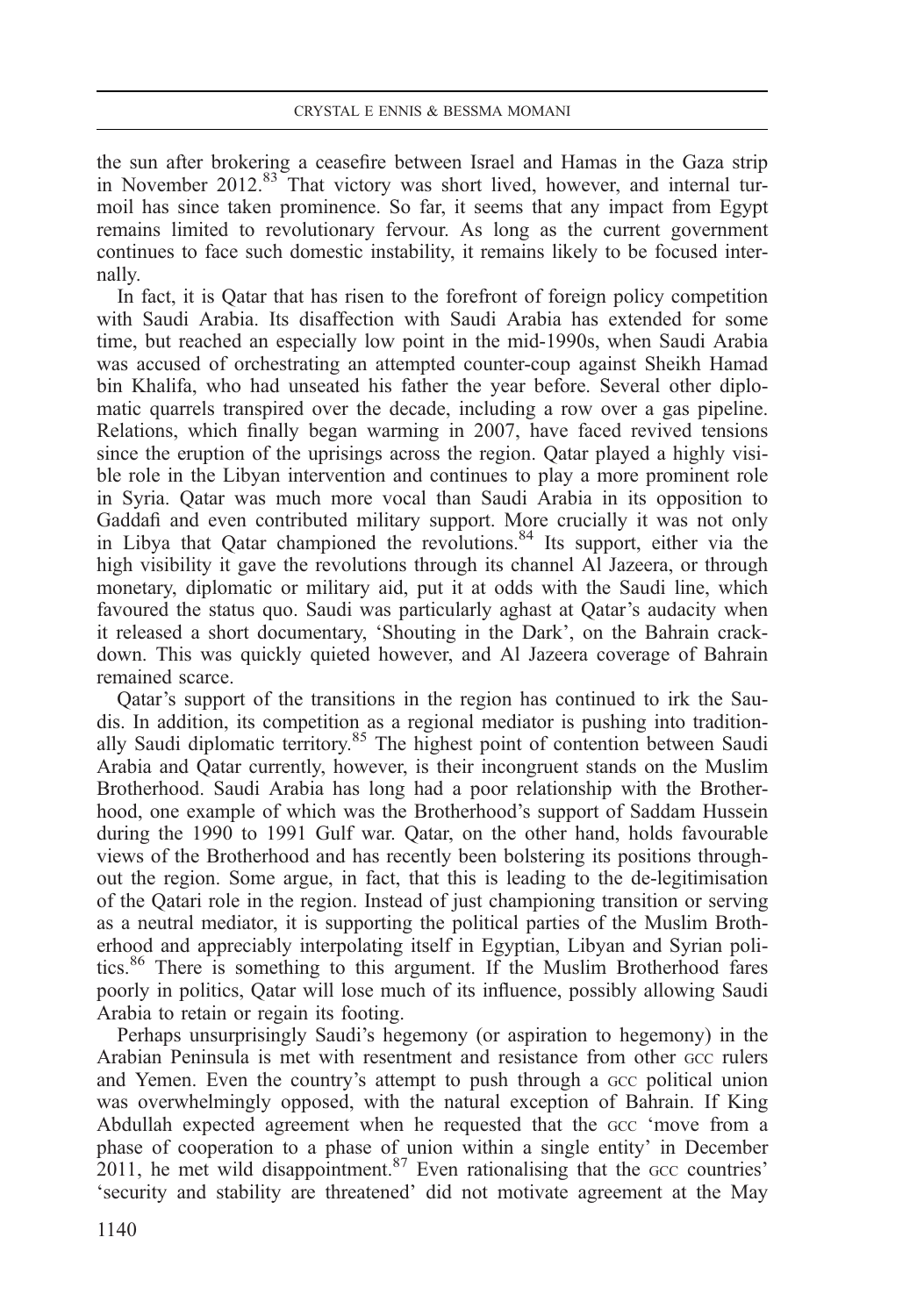the sun after brokering a ceasefire between Israel and Hamas in the Gaza strip in November 2012.[83] That victory was short lived, however, and internal turmoil has since taken prominence. So far, it seems that any impact from Egypt remains limited to revolutionary fervour. As long as the current government continues to face such domestic instability, it remains likely to be focused internally.

In fact, it is Qatar that has risen to the forefront of foreign policy competition with Saudi Arabia. Its disaffection with Saudi Arabia has extended for some time, but reached an especially low point in the mid-1990s, when Saudi Arabia was accused of orchestrating an attempted counter-coup against Sheikh Hamad bin Khalifa, who had unseated his father the year before. Several other diplomatic quarrels transpired over the decade, including a row over a gas pipeline. Relations, which finally began warming in 2007, have faced revived tensions since the eruption of the uprisings across the region. Qatar played a highly visible role in the Libyan intervention and continues to play a more prominent role in Syria. Qatar was much more vocal than Saudi Arabia in its opposition to Gaddafi and even contributed military support. More crucially it was not only in Libya that Qatar championed the revolutions.[84] Its support, either via the high visibility it gave the revolutions through its channel Al Jazeera, or through monetary, diplomatic or military aid, put it at odds with the Saudi line, which favoured the status quo. Saudi was particularly aghast at Qatar's audacity when it released a short documentary, 'Shouting in the Dark', on the Bahrain crackdown. This was quickly quieted however, and Al Jazeera coverage of Bahrain remained scarce.

Qatar's support of the transitions in the region has continued to irk the Saudis. In addition, its competition as a regional mediator is pushing into traditionally Saudi diplomatic territory.[85] The highest point of contention between Saudi Arabia and Qatar currently, however, is their incongruent stands on the Muslim Brotherhood. Saudi Arabia has long had a poor relationship with the Brotherhood, one example of which was the Brotherhood's support of Saddam Hussein during the 1990 to 1991 Gulf war. Qatar, on the other hand, holds favourable views of the Brotherhood and has recently been bolstering its positions throughout the region. Some argue, in fact, that this is leading to the de-legitimisation of the Qatari role in the region. Instead of just championing transition or serving as a neutral mediator, it is supporting the political parties of the Muslim Brotherhood and appreciably interpolating itself in Egyptian, Libyan and Syrian politics.[86] There is something to this argument. If the Muslim Brotherhood fares poorly in politics, Qatar will lose much of its influence, possibly allowing Saudi Arabia to retain or regain its footing.

Perhaps unsurprisingly Saudi's hegemony (or aspiration to hegemony) in the Arabian Peninsula is met with resentment and resistance from other GCC rulers and Yemen. Even the country's attempt to push through a GCC political union was overwhelmingly opposed, with the natural exception of Bahrain. If King Abdullah expected agreement when he requested that the GCC 'move from a phase of cooperation to a phase of union within a single entity' in December 2011, he met wild disappointment.[87] Even rationalising that the GCC countries' 'security and stability are threatened' did not motivate agreement at the May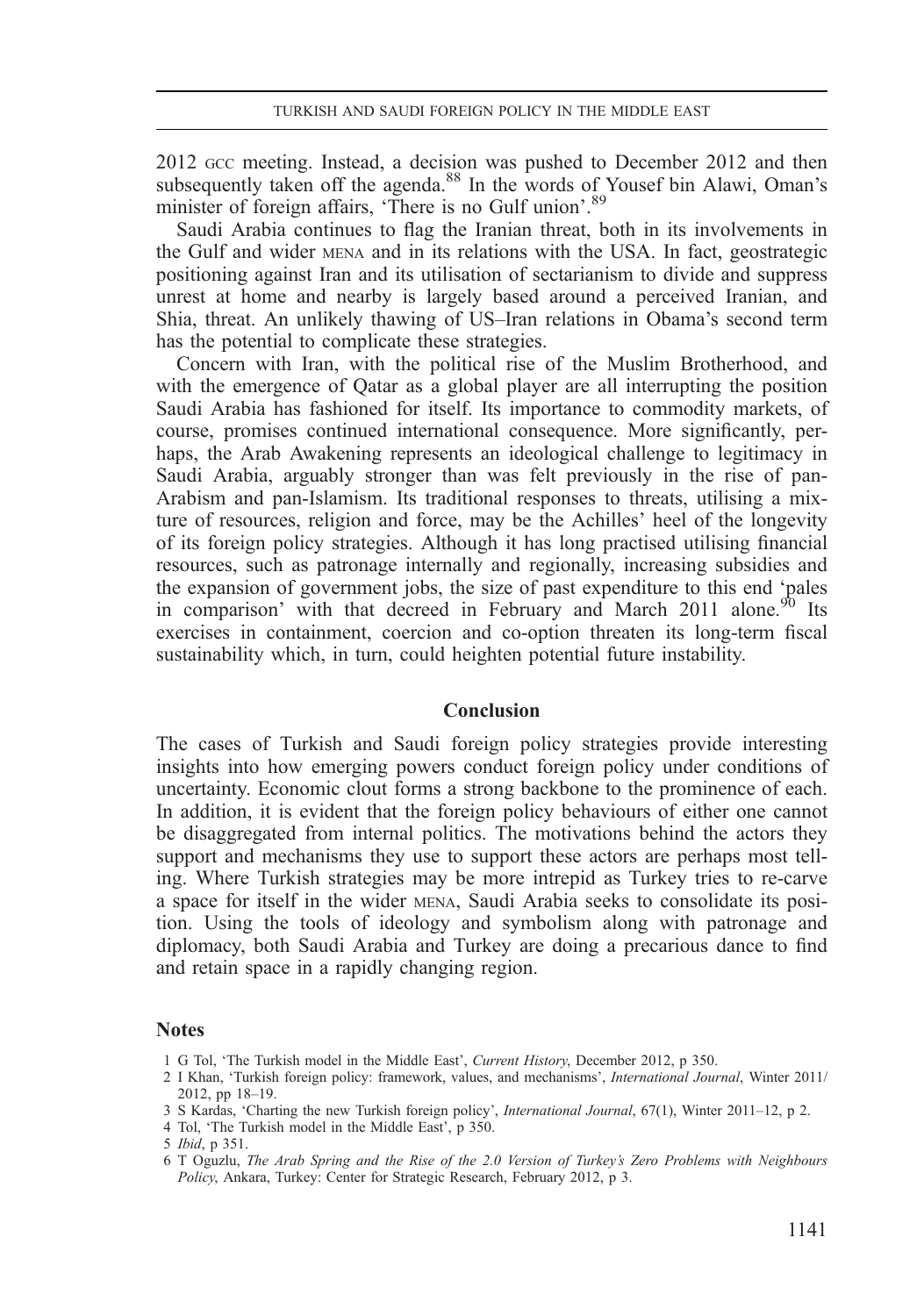2012 GCC meeting. Instead, a decision was pushed to December 2012 and then subsequently taken off the agenda.[88] In the words of Yousef bin Alawi, Oman's minister of foreign affairs, 'There is no Gulf union'.[89]

Saudi Arabia continues to flag the Iranian threat, both in its involvements in the Gulf and wider MENA and in its relations with the USA. In fact, geostrategic positioning against Iran and its utilisation of sectarianism to divide and suppress unrest at home and nearby is largely based around a perceived Iranian, and Shia, threat. An unlikely thawing of US–Iran relations in Obama's second term has the potential to complicate these strategies.

Concern with Iran, with the political rise of the Muslim Brotherhood, and with the emergence of Qatar as a global player are all interrupting the position Saudi Arabia has fashioned for itself. Its importance to commodity markets, of course, promises continued international consequence. More significantly, perhaps, the Arab Awakening represents an ideological challenge to legitimacy in Saudi Arabia, arguably stronger than was felt previously in the rise of pan-Arabism and pan-Islamism. Its traditional responses to threats, utilising a mixture of resources, religion and force, may be the Achilles' heel of the longevity of its foreign policy strategies. Although it has long practised utilising financial resources, such as patronage internally and regionally, increasing subsidies and the expansion of government jobs, the size of past expenditure to this end 'pales in comparison' with that decreed in February and March 2011 alone.[90] Its exercises in containment, coercion and co-option threaten its long-term fiscal sustainability which, in turn, could heighten potential future instability.

## Conclusion

The cases of Turkish and Saudi foreign policy strategies provide interesting insights into how emerging powers conduct foreign policy under conditions of uncertainty. Economic clout forms a strong backbone to the prominence of each. In addition, it is evident that the foreign policy behaviours of either one cannot be disaggregated from internal politics. The motivations behind the actors they support and mechanisms they use to support these actors are perhaps most telling. Where Turkish strategies may be more intrepid as Turkey tries to re-carve a space for itself in the wider MENA, Saudi Arabia seeks to consolidate its position. Using the tools of ideology and symbolism along with patronage and diplomacy, both Saudi Arabia and Turkey are doing a precarious dance to find and retain space in a rapidly changing region.

## Notes

1 G Tol, 'The Turkish model in the Middle East', *Current History*, December 2012, p 350.

2 I Khan, 'Turkish foreign policy: framework, values, and mechanisms', *International Journal*, Winter 2011/2012, pp 18–19.

3 S Kardas, 'Charting the new Turkish foreign policy', *International Journal*, 67(1), Winter 2011–12, p 2.

4 Tol, 'The Turkish model in the Middle East', p 350.

5 *Ibid*, p 351.

6 T Oguzlu, *The Arab Spring and the Rise of the 2.0 Version of Turkey's Zero Problems with Neighbours Policy*, Ankara, Turkey: Center for Strategic Research, February 2012, p 3.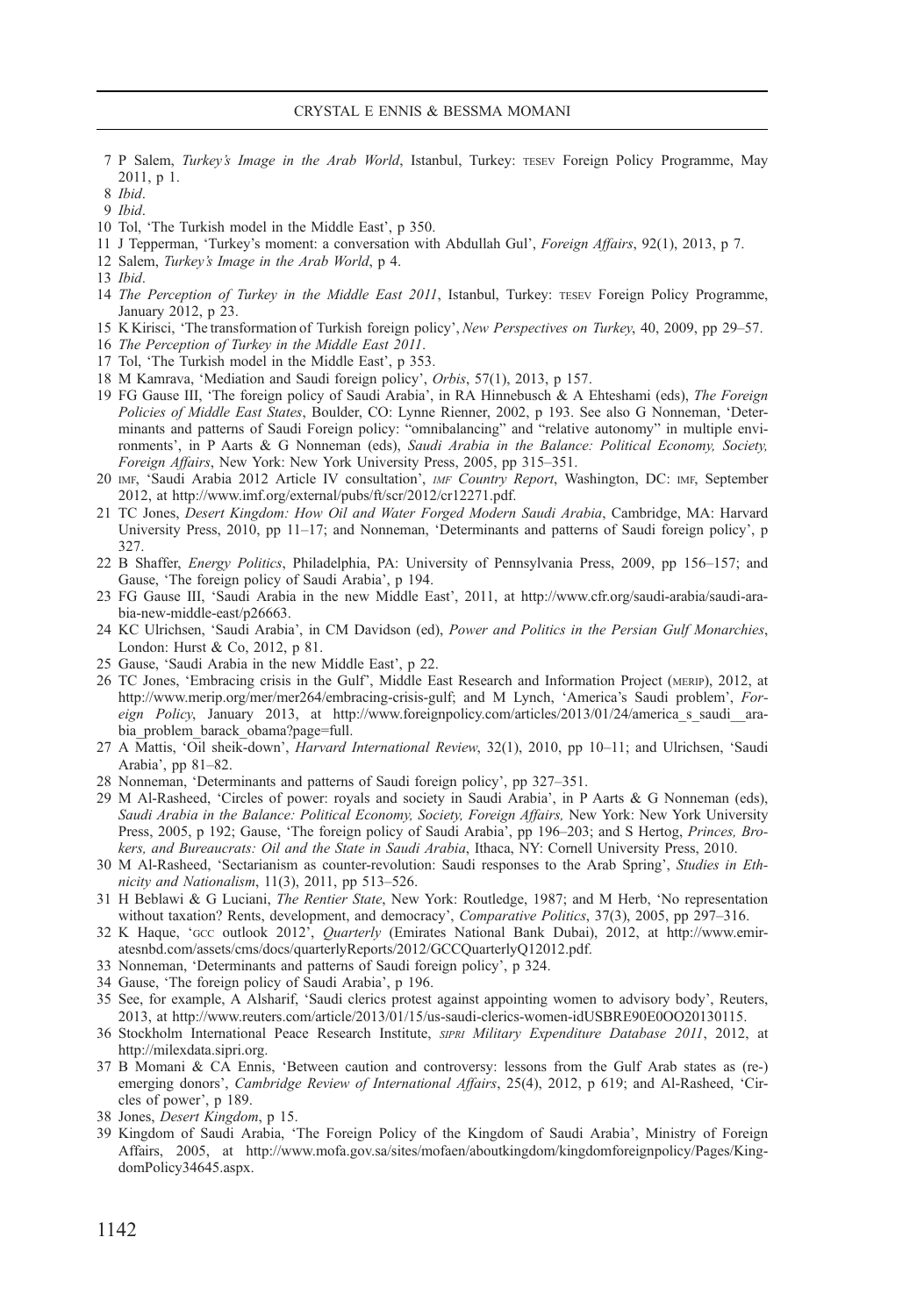7 P Salem, *Turkey's Image in the Arab World*, Istanbul, Turkey: TESEV Foreign Policy Programme, May 2011, p 1.

8 *Ibid*.

9 *Ibid*.

10 Tol, 'The Turkish model in the Middle East', p 350.

11 J Tepperman, 'Turkey's moment: a conversation with Abdullah Gul', *Foreign Affairs*, 92(1), 2013, p 7.

12 Salem, *Turkey's Image in the Arab World*, p 4.

13 *Ibid*.

14 *The Perception of Turkey in the Middle East 2011*, Istanbul, Turkey: TESEV Foreign Policy Programme, January 2012, p 23.

15 K Kirisci, 'The transformation of Turkish foreign policy', *New Perspectives on Turkey*, 40, 2009, pp 29–57.

16 *The Perception of Turkey in the Middle East 2011*.

17 Tol, 'The Turkish model in the Middle East', p 353.

18 M Kamrava, 'Mediation and Saudi foreign policy', *Orbis*, 57(1), 2013, p 157.

19 FG Gause III, 'The foreign policy of Saudi Arabia', in RA Hinnebusch & A Ehteshami (eds), *The Foreign Policies of Middle East States*, Boulder, CO: Lynne Rienner, 2002, p 193. See also G Nonneman, 'Determinants and patterns of Saudi Foreign policy: "omnibalancing" and "relative autonomy" in multiple environments', in P Aarts & G Nonneman (eds), *Saudi Arabia in the Balance: Political Economy, Society, Foreign Affairs*, New York: New York University Press, 2005, pp 315–351.

20 IMF, 'Saudi Arabia 2012 Article IV consultation', *IMF Country Report*, Washington, DC: IMF, September 2012, at http://www.imf.org/external/pubs/ft/scr/2012/cr12271.pdf.

21 TC Jones, *Desert Kingdom: How Oil and Water Forged Modern Saudi Arabia*, Cambridge, MA: Harvard University Press, 2010, pp 11–17; and Nonneman, 'Determinants and patterns of Saudi foreign policy', p 327.

22 B Shaffer, *Energy Politics*, Philadelphia, PA: University of Pennsylvania Press, 2009, pp 156–157; and Gause, 'The foreign policy of Saudi Arabia', p 194.

23 FG Gause III, 'Saudi Arabia in the new Middle East', 2011, at http://www.cfr.org/saudi-arabia/saudi-arabia-new-middle-east/p26663.

24 KC Ulrichsen, 'Saudi Arabia', in CM Davidson (ed), *Power and Politics in the Persian Gulf Monarchies*, London: Hurst & Co, 2012, p 81.

25 Gause, 'Saudi Arabia in the new Middle East', p 22.

26 TC Jones, 'Embracing crisis in the Gulf', Middle East Research and Information Project (MERIP), 2012, at http://www.merip.org/mer/mer264/embracing-crisis-gulf; and M Lynch, 'America's Saudi problem', *Foreign Policy*, January 2013, at http://www.foreignpolicy.com/articles/2013/01/24/america_s_saudi__arabia_problem_barack_obama?page=full.

27 A Mattis, 'Oil sheik-down', *Harvard International Review*, 32(1), 2010, pp 10–11; and Ulrichsen, 'Saudi Arabia', pp 81–82.

28 Nonneman, 'Determinants and patterns of Saudi foreign policy', pp 327–351.

29 M Al-Rasheed, 'Circles of power: royals and society in Saudi Arabia', in P Aarts & G Nonneman (eds), *Saudi Arabia in the Balance: Political Economy, Society, Foreign Affairs,* New York: New York University Press, 2005, p 192; Gause, 'The foreign policy of Saudi Arabia', pp 196–203; and S Hertog, *Princes, Brokers, and Bureaucrats: Oil and the State in Saudi Arabia*, Ithaca, NY: Cornell University Press, 2010.

30 M Al-Rasheed, 'Sectarianism as counter-revolution: Saudi responses to the Arab Spring', *Studies in Ethnicity and Nationalism*, 11(3), 2011, pp 513–526.

31 H Beblawi & G Luciani, *The Rentier State*, New York: Routledge, 1987; and M Herb, 'No representation without taxation? Rents, development, and democracy', *Comparative Politics*, 37(3), 2005, pp 297–316.

32 K Haque, 'GCC outlook 2012', *Quarterly* (Emirates National Bank Dubai), 2012, at http://www.emiratesnbd.com/assets/cms/docs/quarterlyReports/2012/GCCQuarterlyQ12012.pdf.

33 Nonneman, 'Determinants and patterns of Saudi foreign policy', p 324.

34 Gause, 'The foreign policy of Saudi Arabia', p 196.

35 See, for example, A Alsharif, 'Saudi clerics protest against appointing women to advisory body', Reuters, 2013, at http://www.reuters.com/article/2013/01/15/us-saudi-clerics-women-idUSBRE90E0OO20130115.

36 Stockholm International Peace Research Institute, *SIPRI Military Expenditure Database 2011*, 2012, at http://milexdata.sipri.org.

37 B Momani & CA Ennis, 'Between caution and controversy: lessons from the Gulf Arab states as (re-) emerging donors', *Cambridge Review of International Affairs*, 25(4), 2012, p 619; and Al-Rasheed, 'Circles of power', p 189.

38 Jones, *Desert Kingdom*, p 15.

39 Kingdom of Saudi Arabia, 'The Foreign Policy of the Kingdom of Saudi Arabia', Ministry of Foreign Affairs, 2005, at http://www.mofa.gov.sa/sites/mofaen/aboutkingdom/kingdomforeignpolicy/Pages/KingdomPolicy34645.aspx.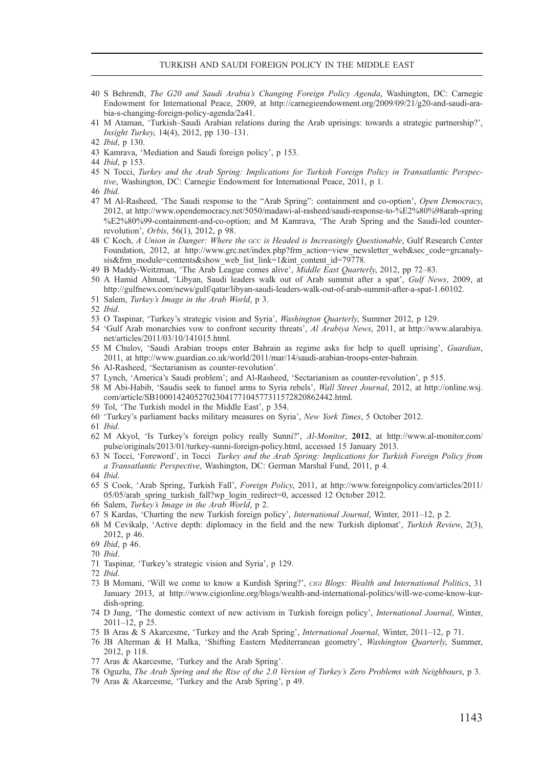40 S Behrendt, *The G20 and Saudi Arabia's Changing Foreign Policy Agenda*, Washington, DC: Carnegie Endowment for International Peace, 2009, at http://carnegieendowment.org/2009/09/21/g20-and-saudi-arabia-s-changing-foreign-policy-agenda/2a41.

41 M Ataman, 'Turkish–Saudi Arabian relations during the Arab uprisings: towards a strategic partnership?', *Insight Turkey*, 14(4), 2012, pp 130–131.

42 *Ibid*, p 130.

43 Kamrava, 'Mediation and Saudi foreign policy', p 153.

44 *Ibid*, p 153.

45 N Tocci, *Turkey and the Arab Spring: Implications for Turkish Foreign Policy in Transatlantic Perspective*, Washington, DC: Carnegie Endowment for International Peace, 2011, p 1.

46 *Ibid*.

47 M Al-Rasheed, 'The Saudi response to the "Arab Spring": containment and co-option', *Open Democracy*, 2012, at http://www.opendemocracy.net/5050/madawi-al-rasheed/saudi-response-to-%E2%80%98arab-spring%E2%80%99-containment-and-co-option; and M Kamrava, 'The Arab Spring and the Saudi-led counter-revolution', *Orbis*, 56(1), 2012, p 98.

48 C Koch, *A Union in Danger: Where the GCC is Headed is Increasingly Questionable*, Gulf Research Center Foundation, 2012, at http://www.grc.net/index.php?frm_action=view_newsletter_web&sec_code=grcanalysis&frm_module=contents&show_web_list_link=1&int_content_id=79778.

49 B Maddy-Weitzman, 'The Arab League comes alive', *Middle East Quarterly*, 2012, pp 72–83.

50 A Hamid Ahmad, 'Libyan, Saudi leaders walk out of Arab summit after a spat', *Gulf News*, 2009, at http://gulfnews.com/news/gulf/qatar/libyan-saudi-leaders-walk-out-of-arab-summit-after-a-spat-1.60102.

51 Salem, *Turkey's Image in the Arab World*, p 3.

52 *Ibid*.

53 O Taspinar, 'Turkey's strategic vision and Syria', *Washington Quarterly*, Summer 2012, p 129.

54 'Gulf Arab monarchies vow to confront security threats', *Al Arabiya News*, 2011, at http://www.alarabiya.net/articles/2011/03/10/141015.html.

55 M Chulov, 'Saudi Arabian troops enter Bahrain as regime asks for help to quell uprising', *Guardian*, 2011, at http://www.guardian.co.uk/world/2011/mar/14/saudi-arabian-troops-enter-bahrain.

56 Al-Rasheed, 'Sectarianism as counter-revolution'.

57 Lynch, 'America's Saudi problem'; and Al-Rasheed, 'Sectarianism as counter-revolution', p 515.

58 M Abi-Habib, 'Saudis seek to funnel arms to Syria rebels', *Wall Street Journal*, 2012, at http://online.wsj.com/article/SB10001424052702304177104577311572820862442.html.

59 Tol, 'The Turkish model in the Middle East', p 354.

60 'Turkey's parliament backs military measures on Syria', *New York Times*, 5 October 2012.

61 *Ibid*.

62 M Akyol, 'Is Turkey's foreign policy really Sunni?', *Al-Monitor*, **2012**, at http://www.al-monitor.com/pulse/originals/2013/01/turkey-sunni-foreign-policy.html, accessed 15 January 2013.

63 N Tocci, 'Foreword', in Tocci *Turkey and the Arab Spring: Implications for Turkish Foreign Policy from a Transatlantic Perspective*, Washington, DC: German Marshal Fund, 2011, p 4.

64 *Ibid*.

65 S Cook, 'Arab Spring, Turkish Fall', *Foreign Policy*, 2011, at http://www.foreignpolicy.com/articles/2011/05/05/arab_spring_turkish_fall?wp_login_redirect=0, accessed 12 October 2012.

66 Salem, *Turkey's Image in the Arab World*, p 2.

67 S Kardas, 'Charting the new Turkish foreign policy', *International Journal*, Winter, 2011–12, p 2.

68 M Cevikalp, 'Active depth: diplomacy in the field and the new Turkish diplomat', *Turkish Review*, 2(3), 2012, p 46.

69 *Ibid*, p 46.

70 *Ibid*.

71 Taspinar, 'Turkey's strategic vision and Syria', p 129.

72 *Ibid*.

73 B Momani, 'Will we come to know a Kurdish Spring?', *CIGI Blogs: Wealth and International Politics*, 31 January 2013, at http://www.cigionline.org/blogs/wealth-and-international-politics/will-we-come-know-kurdish-spring.

74 D Jung, 'The domestic context of new activism in Turkish foreign policy', *International Journal*, Winter, 2011–12, p 25.

75 B Aras & S Akarcesme, 'Turkey and the Arab Spring', *International Journal*, Winter, 2011–12, p 71.

76 JB Alterman & H Malka, 'Shifting Eastern Mediterranean geometry', *Washington Quarterly*, Summer, 2012, p 118.

77 Aras & Akarcesme, 'Turkey and the Arab Spring'.

78 Oguzlu, *The Arab Spring and the Rise of the 2.0 Version of Turkey's Zero Problems with Neighbours*, p 3.

79 Aras & Akarcesme, 'Turkey and the Arab Spring', p 49.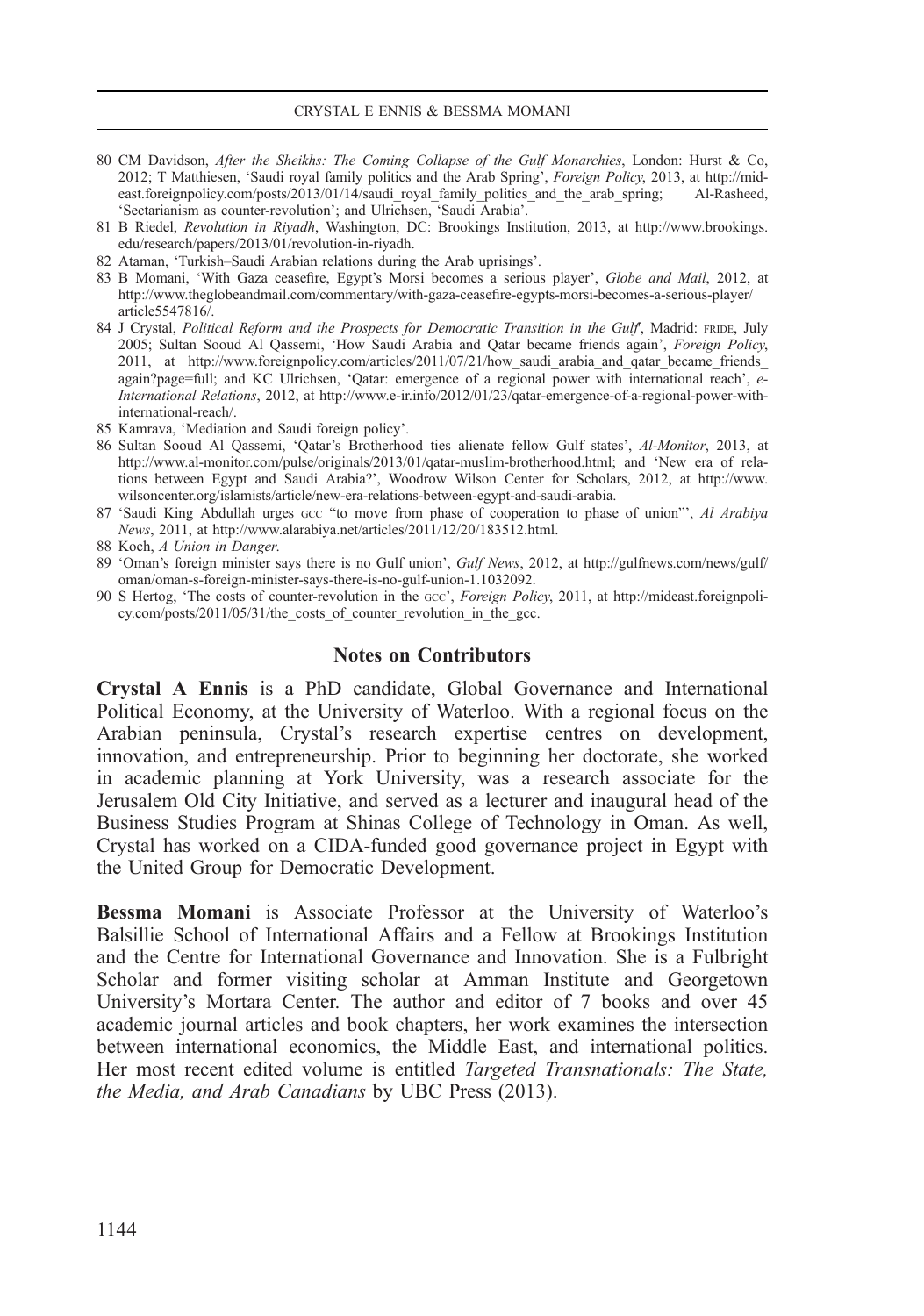80 CM Davidson, *After the Sheikhs: The Coming Collapse of the Gulf Monarchies*, London: Hurst & Co, 2012; T Matthiesen, 'Saudi royal family politics and the Arab Spring', *Foreign Policy*, 2013, at http://mideast.foreignpolicy.com/posts/2013/01/14/saudi_royal_family_politics_and_the_arab_spring; Al-Rasheed, 'Sectarianism as counter-revolution'; and Ulrichsen, 'Saudi Arabia'.

81 B Riedel, *Revolution in Riyadh*, Washington, DC: Brookings Institution, 2013, at http://www.brookings.edu/research/papers/2013/01/revolution-in-riyadh.

82 Ataman, 'Turkish–Saudi Arabian relations during the Arab uprisings'.

83 B Momani, 'With Gaza ceasefire, Egypt's Morsi becomes a serious player', *Globe and Mail*, 2012, at http://www.theglobeandmail.com/commentary/with-gaza-ceasefire-egypts-morsi-becomes-a-serious-player/article5547816/.

84 J Crystal, *Political Reform and the Prospects for Democratic Transition in the Gulf*, Madrid: FRIDE, July 2005; Sultan Sooud Al Qassemi, 'How Saudi Arabia and Qatar became friends again', *Foreign Policy*, 2011, at http://www.foreignpolicy.com/articles/2011/07/21/how_saudi_arabia_and_qatar_became_friends_again?page=full; and KC Ulrichsen, 'Qatar: emergence of a regional power with international reach', *e-International Relations*, 2012, at http://www.e-ir.info/2012/01/23/qatar-emergence-of-a-regional-power-with-international-reach/.

85 Kamrava, 'Mediation and Saudi foreign policy'.

86 Sultan Sooud Al Qassemi, 'Qatar's Brotherhood ties alienate fellow Gulf states', *Al-Monitor*, 2013, at http://www.al-monitor.com/pulse/originals/2013/01/qatar-muslim-brotherhood.html; and 'New era of relations between Egypt and Saudi Arabia?', Woodrow Wilson Center for Scholars, 2012, at http://www.wilsoncenter.org/islamists/article/new-era-relations-between-egypt-and-saudi-arabia.

87 'Saudi King Abdullah urges GCC "to move from phase of cooperation to phase of union"', *Al Arabiya News*, 2011, at http://www.alarabiya.net/articles/2011/12/20/183512.html.

88 Koch, *A Union in Danger*.

89 'Oman's foreign minister says there is no Gulf union', *Gulf News*, 2012, at http://gulfnews.com/news/gulf/oman/oman-s-foreign-minister-says-there-is-no-gulf-union-1.1032092.

90 S Hertog, 'The costs of counter-revolution in the GCC', *Foreign Policy*, 2011, at http://mideast.foreignpolicy.com/posts/2011/05/31/the_costs_of_counter_revolution_in_the_gcc.

## Notes on Contributors

**Crystal A Ennis** is a PhD candidate, Global Governance and International Political Economy, at the University of Waterloo. With a regional focus on the Arabian peninsula, Crystal's research expertise centres on development, innovation, and entrepreneurship. Prior to beginning her doctorate, she worked in academic planning at York University, was a research associate for the Jerusalem Old City Initiative, and served as a lecturer and inaugural head of the Business Studies Program at Shinas College of Technology in Oman. As well, Crystal has worked on a CIDA-funded good governance project in Egypt with the United Group for Democratic Development.

**Bessma Momani** is Associate Professor at the University of Waterloo's Balsillie School of International Affairs and a Fellow at Brookings Institution and the Centre for International Governance and Innovation. She is a Fulbright Scholar and former visiting scholar at Amman Institute and Georgetown University's Mortara Center. The author and editor of 7 books and over 45 academic journal articles and book chapters, her work examines the intersection between international economics, the Middle East, and international politics. Her most recent edited volume is entitled *Targeted Transnationals: The State, the Media, and Arab Canadians* by UBC Press (2013).